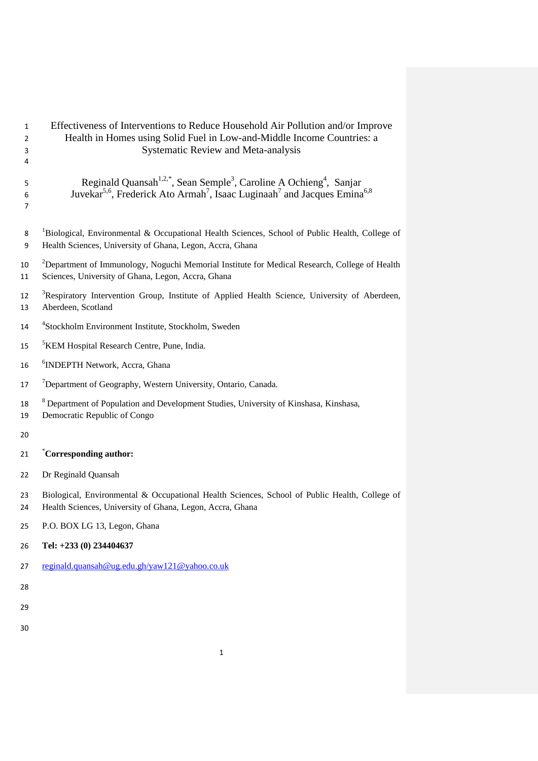# Effectiveness of Interventions to Reduce Household Air Pollution and/or Improve Health in Homes using Solid Fuel in Low-and-Middle Income Countries: a Systematic Review and Meta-analysis

Reginald Quansah[1,2,*], Sean Semple[3], Caroline A Ochieng[4], Sanjar Juvekar[5,6], Frederick Ato Armah[7], Isaac Luginaah[7] and Jacques Emina[6,8]

[1]Biological, Environmental & Occupational Health Sciences, School of Public Health, College of Health Sciences, University of Ghana, Legon, Accra, Ghana

[2]Department of Immunology, Noguchi Memorial Institute for Medical Research, College of Health Sciences, University of Ghana, Legon, Accra, Ghana

[3]Respiratory Intervention Group, Institute of Applied Health Science, University of Aberdeen, Aberdeen, Scotland

[4]Stockholm Environment Institute, Stockholm, Sweden

[5]KEM Hospital Research Centre, Pune, India.

[6]INDEPTH Network, Accra, Ghana

[7]Department of Geography, Western University, Ontario, Canada.

[8] Department of Population and Development Studies, University of Kinshasa, Kinshasa, Democratic Republic of Congo

[*]**Corresponding author:**

Dr Reginald Quansah

Biological, Environmental & Occupational Health Sciences, School of Public Health, College of Health Sciences, University of Ghana, Legon, Accra, Ghana

P.O. BOX LG 13, Legon, Ghana

**Tel: +233 (0) 234404637**

reginald.quansah@ug.edu.gh/yaw121@yahoo.co.uk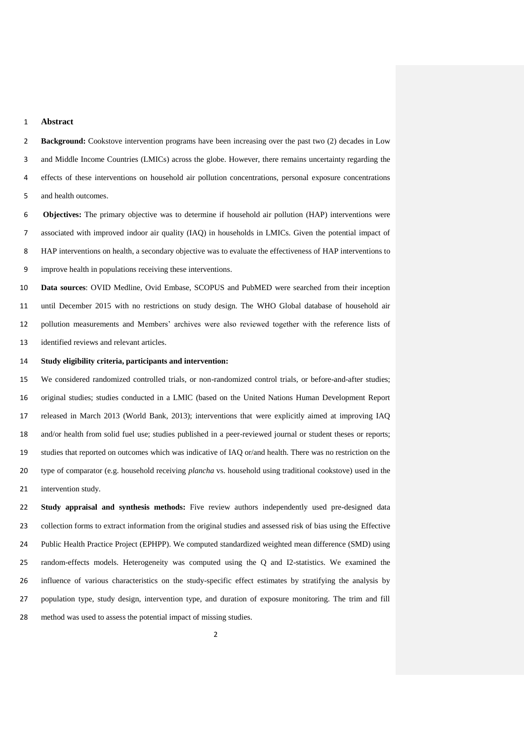## Abstract

**Background:** Cookstove intervention programs have been increasing over the past two (2) decades in Low and Middle Income Countries (LMICs) across the globe. However, there remains uncertainty regarding the effects of these interventions on household air pollution concentrations, personal exposure concentrations and health outcomes.

**Objectives:** The primary objective was to determine if household air pollution (HAP) interventions were associated with improved indoor air quality (IAQ) in households in LMICs. Given the potential impact of HAP interventions on health, a secondary objective was to evaluate the effectiveness of HAP interventions to improve health in populations receiving these interventions.

**Data sources**: OVID Medline, Ovid Embase, SCOPUS and PubMED were searched from their inception until December 2015 with no restrictions on study design. The WHO Global database of household air pollution measurements and Members' archives were also reviewed together with the reference lists of identified reviews and relevant articles.

**Study eligibility criteria, participants and intervention:**

We considered randomized controlled trials, or non-randomized control trials, or before-and-after studies; original studies; studies conducted in a LMIC (based on the United Nations Human Development Report released in March 2013 (World Bank, 2013); interventions that were explicitly aimed at improving IAQ and/or health from solid fuel use; studies published in a peer-reviewed journal or student theses or reports; studies that reported on outcomes which was indicative of IAQ or/and health. There was no restriction on the type of comparator (e.g. household receiving *plancha* vs. household using traditional cookstove) used in the intervention study.

**Study appraisal and synthesis methods:** Five review authors independently used pre-designed data collection forms to extract information from the original studies and assessed risk of bias using the Effective Public Health Practice Project (EPHPP). We computed standardized weighted mean difference (SMD) using random-effects models. Heterogeneity was computed using the Q and I2-statistics. We examined the influence of various characteristics on the study-specific effect estimates by stratifying the analysis by population type, study design, intervention type, and duration of exposure monitoring. The trim and fill method was used to assess the potential impact of missing studies.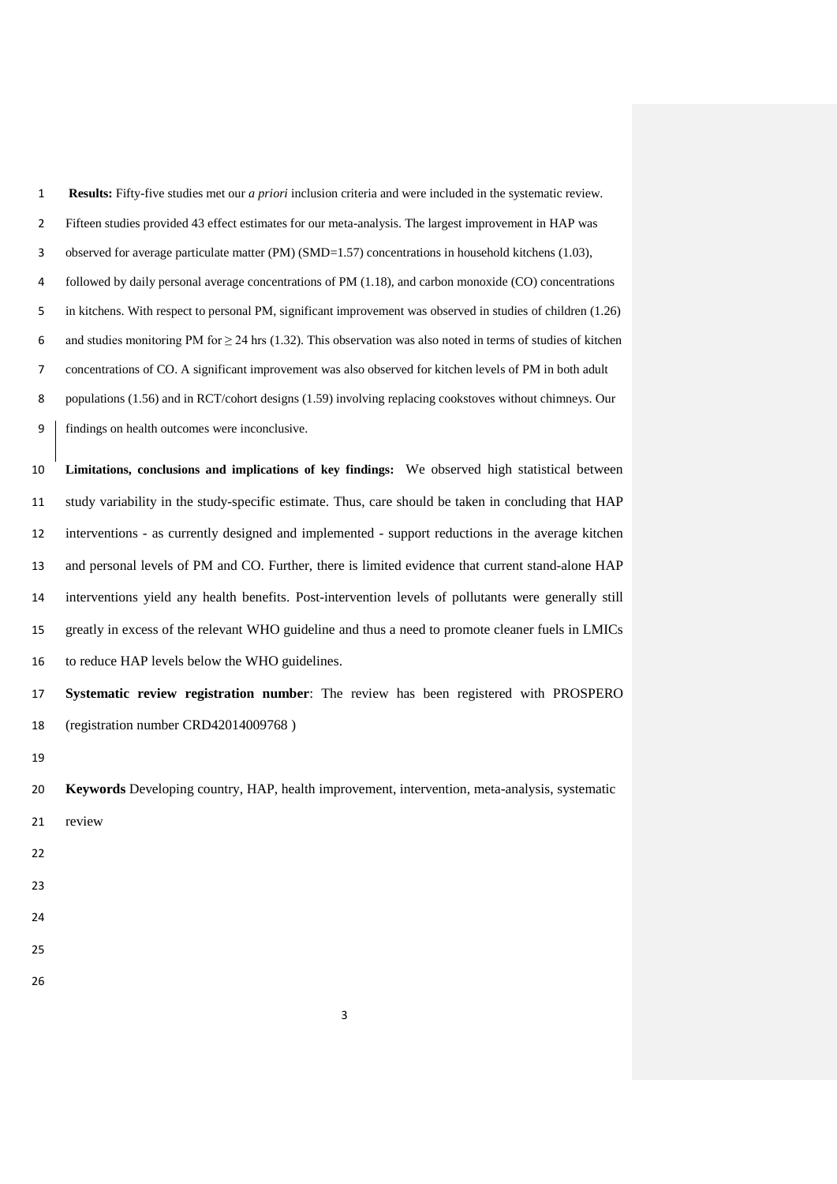**Results:** Fifty-five studies met our *a priori* inclusion criteria and were included in the systematic review. Fifteen studies provided 43 effect estimates for our meta-analysis. The largest improvement in HAP was observed for average particulate matter (PM) (SMD=1.57) concentrations in household kitchens (1.03), followed by daily personal average concentrations of PM (1.18), and carbon monoxide (CO) concentrations in kitchens. With respect to personal PM, significant improvement was observed in studies of children (1.26) and studies monitoring PM for ≥ 24 hrs (1.32). This observation was also noted in terms of studies of kitchen concentrations of CO. A significant improvement was also observed for kitchen levels of PM in both adult populations (1.56) and in RCT/cohort designs (1.59) involving replacing cookstoves without chimneys. Our findings on health outcomes were inconclusive.

**Limitations, conclusions and implications of key findings:** We observed high statistical between study variability in the study-specific estimate. Thus, care should be taken in concluding that HAP interventions - as currently designed and implemented - support reductions in the average kitchen and personal levels of PM and CO. Further, there is limited evidence that current stand-alone HAP interventions yield any health benefits. Post-intervention levels of pollutants were generally still greatly in excess of the relevant WHO guideline and thus a need to promote cleaner fuels in LMICs to reduce HAP levels below the WHO guidelines.

**Systematic review registration number**: The review has been registered with PROSPERO (registration number CRD42014009768 )

**Keywords** Developing country, HAP, health improvement, intervention, meta-analysis, systematic review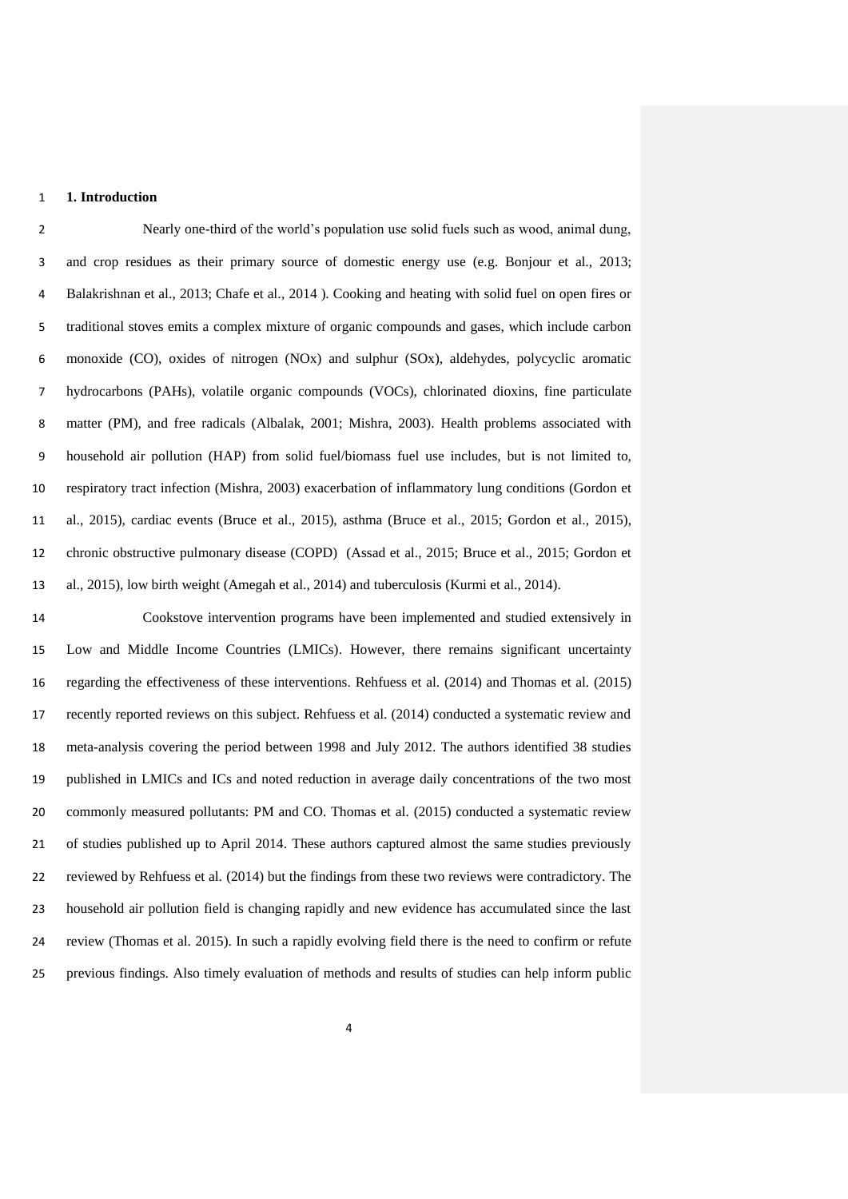## 1. Introduction

Nearly one-third of the world's population use solid fuels such as wood, animal dung, and crop residues as their primary source of domestic energy use (e.g. Bonjour et al., 2013; Balakrishnan et al., 2013; Chafe et al., 2014 ). Cooking and heating with solid fuel on open fires or traditional stoves emits a complex mixture of organic compounds and gases, which include carbon monoxide (CO), oxides of nitrogen (NOx) and sulphur (SOx), aldehydes, polycyclic aromatic hydrocarbons (PAHs), volatile organic compounds (VOCs), chlorinated dioxins, fine particulate matter (PM), and free radicals (Albalak, 2001; Mishra, 2003). Health problems associated with household air pollution (HAP) from solid fuel/biomass fuel use includes, but is not limited to, respiratory tract infection (Mishra, 2003) exacerbation of inflammatory lung conditions (Gordon et al., 2015), cardiac events (Bruce et al., 2015), asthma (Bruce et al., 2015; Gordon et al., 2015), chronic obstructive pulmonary disease (COPD) (Assad et al., 2015; Bruce et al., 2015; Gordon et al., 2015), low birth weight (Amegah et al., 2014) and tuberculosis (Kurmi et al., 2014).

Cookstove intervention programs have been implemented and studied extensively in Low and Middle Income Countries (LMICs). However, there remains significant uncertainty regarding the effectiveness of these interventions. Rehfuess et al. (2014) and Thomas et al. (2015) recently reported reviews on this subject. Rehfuess et al. (2014) conducted a systematic review and meta-analysis covering the period between 1998 and July 2012. The authors identified 38 studies published in LMICs and ICs and noted reduction in average daily concentrations of the two most commonly measured pollutants: PM and CO. Thomas et al. (2015) conducted a systematic review of studies published up to April 2014. These authors captured almost the same studies previously reviewed by Rehfuess et al. (2014) but the findings from these two reviews were contradictory. The household air pollution field is changing rapidly and new evidence has accumulated since the last review (Thomas et al. 2015). In such a rapidly evolving field there is the need to confirm or refute previous findings. Also timely evaluation of methods and results of studies can help inform public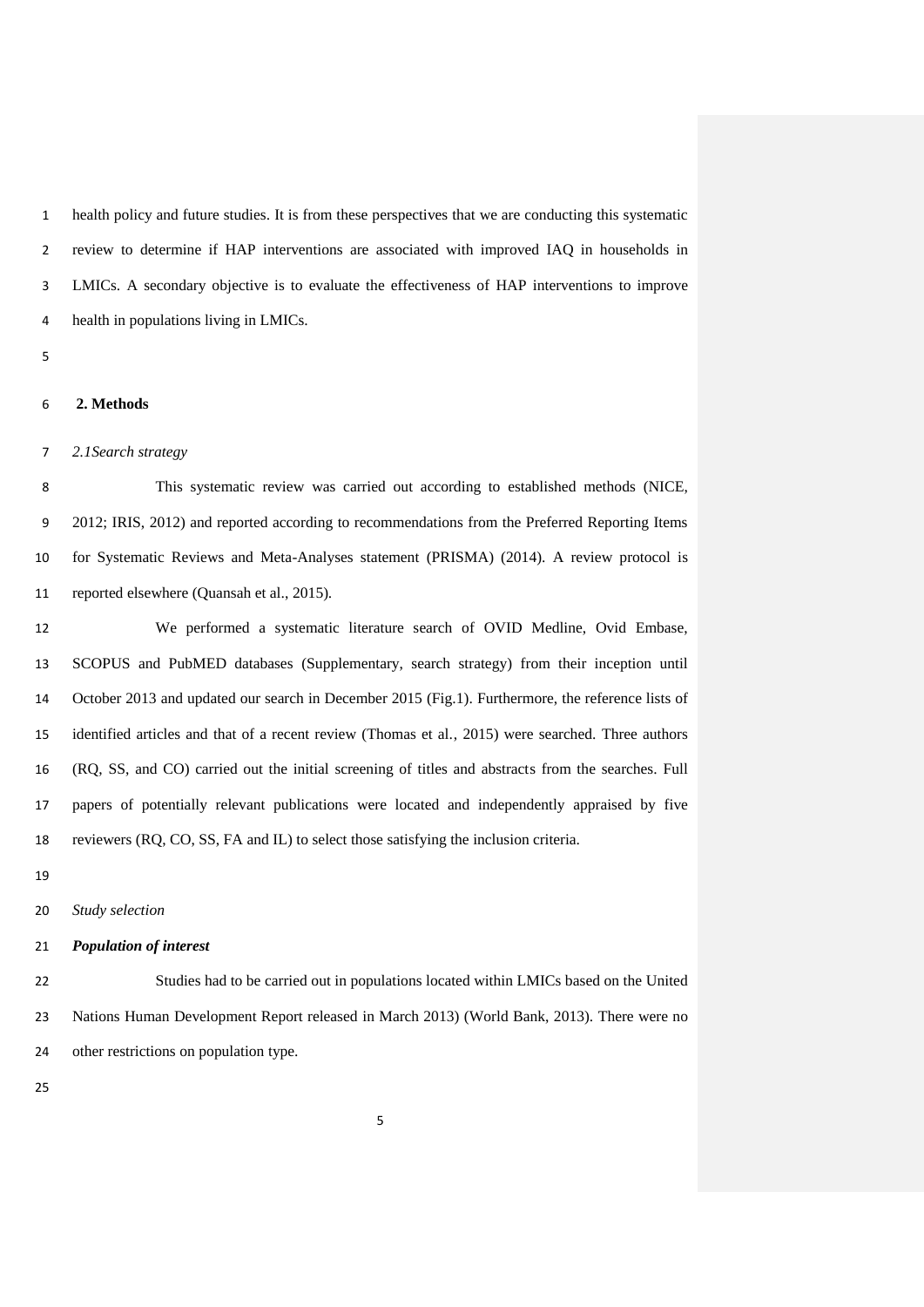health policy and future studies. It is from these perspectives that we are conducting this systematic review to determine if HAP interventions are associated with improved IAQ in households in LMICs. A secondary objective is to evaluate the effectiveness of HAP interventions to improve health in populations living in LMICs.

## 2. Methods

### *2.1Search strategy*

This systematic review was carried out according to established methods (NICE, 2012; IRIS, 2012) and reported according to recommendations from the Preferred Reporting Items for Systematic Reviews and Meta-Analyses statement (PRISMA) (2014). A review protocol is reported elsewhere (Quansah et al., 2015).

We performed a systematic literature search of OVID Medline, Ovid Embase, SCOPUS and PubMED databases (Supplementary, search strategy) from their inception until October 2013 and updated our search in December 2015 (Fig.1). Furthermore, the reference lists of identified articles and that of a recent review (Thomas et al., 2015) were searched. Three authors (RQ, SS, and CO) carried out the initial screening of titles and abstracts from the searches. Full papers of potentially relevant publications were located and independently appraised by five reviewers (RQ, CO, SS, FA and IL) to select those satisfying the inclusion criteria.

### *Study selection*

#### ***Population of interest***

Studies had to be carried out in populations located within LMICs based on the United Nations Human Development Report released in March 2013) (World Bank, 2013). There were no other restrictions on population type.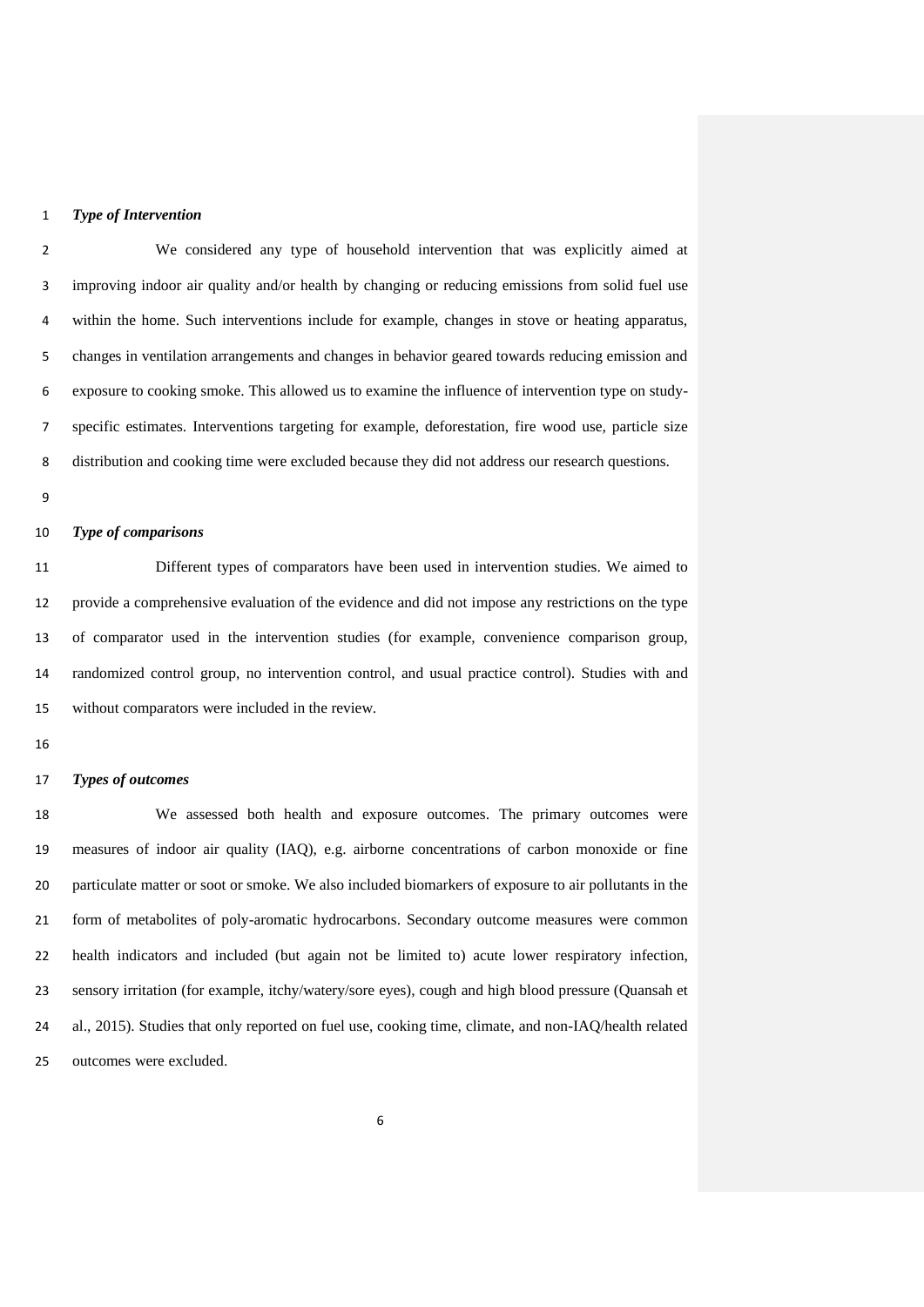***Type of Intervention***

We considered any type of household intervention that was explicitly aimed at improving indoor air quality and/or health by changing or reducing emissions from solid fuel use within the home. Such interventions include for example, changes in stove or heating apparatus, changes in ventilation arrangements and changes in behavior geared towards reducing emission and exposure to cooking smoke. This allowed us to examine the influence of intervention type on study-specific estimates. Interventions targeting for example, deforestation, fire wood use, particle size distribution and cooking time were excluded because they did not address our research questions.

***Type of comparisons***

Different types of comparators have been used in intervention studies. We aimed to provide a comprehensive evaluation of the evidence and did not impose any restrictions on the type of comparator used in the intervention studies (for example, convenience comparison group, randomized control group, no intervention control, and usual practice control). Studies with and without comparators were included in the review.

***Types of outcomes***

We assessed both health and exposure outcomes. The primary outcomes were measures of indoor air quality (IAQ), e.g. airborne concentrations of carbon monoxide or fine particulate matter or soot or smoke. We also included biomarkers of exposure to air pollutants in the form of metabolites of poly-aromatic hydrocarbons. Secondary outcome measures were common health indicators and included (but again not be limited to) acute lower respiratory infection, sensory irritation (for example, itchy/watery/sore eyes), cough and high blood pressure (Quansah et al., 2015). Studies that only reported on fuel use, cooking time, climate, and non-IAQ/health related outcomes were excluded.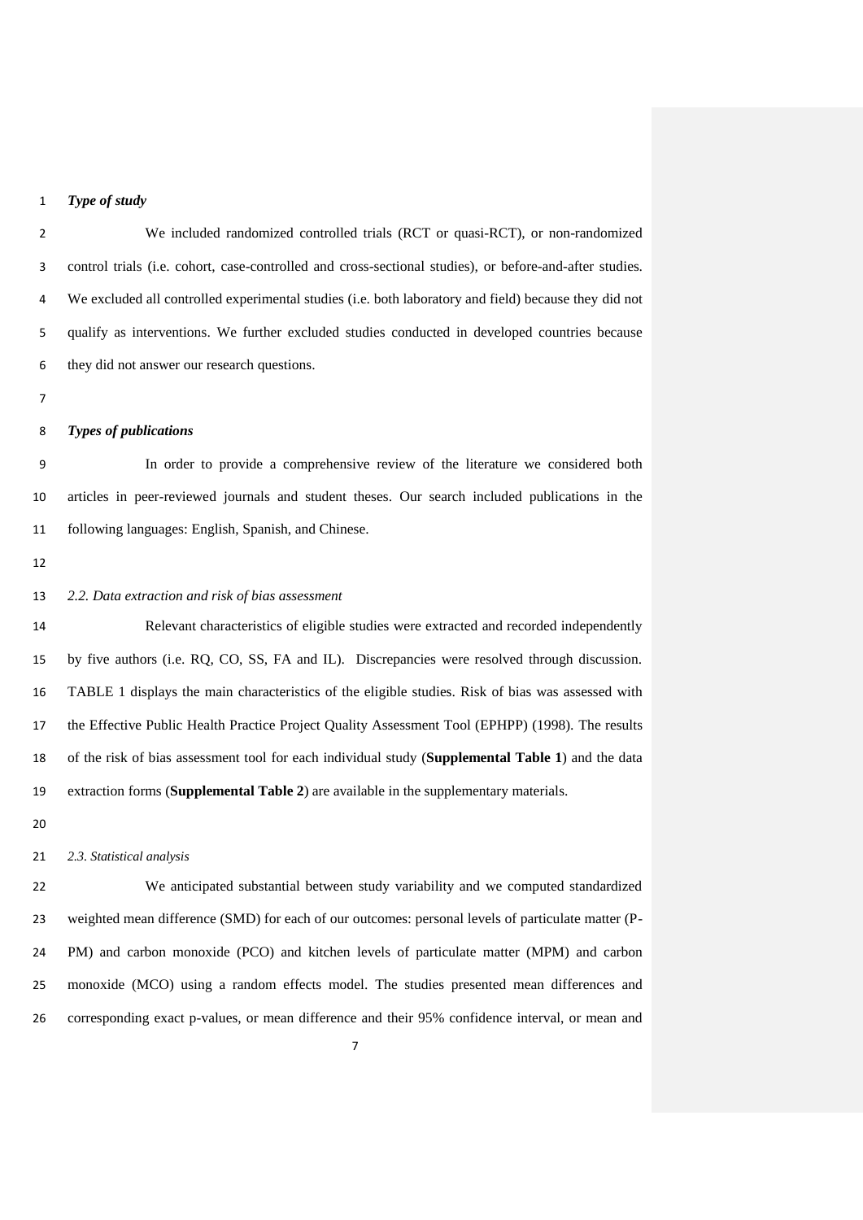***Type of study***

We included randomized controlled trials (RCT or quasi-RCT), or non-randomized control trials (i.e. cohort, case-controlled and cross-sectional studies), or before-and-after studies. We excluded all controlled experimental studies (i.e. both laboratory and field) because they did not qualify as interventions. We further excluded studies conducted in developed countries because they did not answer our research questions.

***Types of publications***

In order to provide a comprehensive review of the literature we considered both articles in peer-reviewed journals and student theses. Our search included publications in the following languages: English, Spanish, and Chinese.

*2.2. Data extraction and risk of bias assessment*

Relevant characteristics of eligible studies were extracted and recorded independently by five authors (i.e. RQ, CO, SS, FA and IL). Discrepancies were resolved through discussion. TABLE 1 displays the main characteristics of the eligible studies. Risk of bias was assessed with the Effective Public Health Practice Project Quality Assessment Tool (EPHPP) (1998). The results of the risk of bias assessment tool for each individual study (**Supplemental Table 1**) and the data extraction forms (**Supplemental Table 2**) are available in the supplementary materials.

*2.3. Statistical analysis*

We anticipated substantial between study variability and we computed standardized weighted mean difference (SMD) for each of our outcomes: personal levels of particulate matter (P-PM) and carbon monoxide (PCO) and kitchen levels of particulate matter (MPM) and carbon monoxide (MCO) using a random effects model. The studies presented mean differences and corresponding exact p-values, or mean difference and their 95% confidence interval, or mean and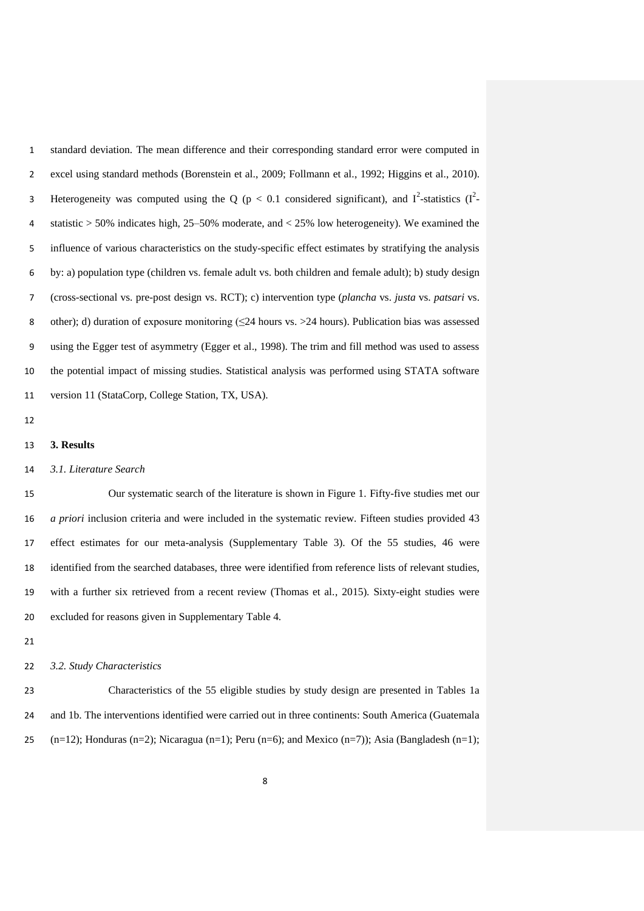standard deviation. The mean difference and their corresponding standard error were computed in excel using standard methods (Borenstein et al., 2009; Follmann et al., 1992; Higgins et al., 2010). Heterogeneity was computed using the Q ($p < 0.1$ considered significant), and $I^2$-statistics ($I^2$-statistic > 50% indicates high, 25–50% moderate, and < 25% low heterogeneity). We examined the influence of various characteristics on the study-specific effect estimates by stratifying the analysis by: a) population type (children vs. female adult vs. both children and female adult); b) study design (cross-sectional vs. pre-post design vs. RCT); c) intervention type (*plancha* vs. *justa* vs. *patsari* vs. other); d) duration of exposure monitoring (≤24 hours vs. >24 hours). Publication bias was assessed using the Egger test of asymmetry (Egger et al., 1998). The trim and fill method was used to assess the potential impact of missing studies. Statistical analysis was performed using STATA software version 11 (StataCorp, College Station, TX, USA).

## 3. Results

### *3.1. Literature Search*

Our systematic search of the literature is shown in Figure 1. Fifty-five studies met our *a priori* inclusion criteria and were included in the systematic review. Fifteen studies provided 43 effect estimates for our meta-analysis (Supplementary Table 3). Of the 55 studies, 46 were identified from the searched databases, three were identified from reference lists of relevant studies, with a further six retrieved from a recent review (Thomas et al., 2015). Sixty-eight studies were excluded for reasons given in Supplementary Table 4.

### *3.2. Study Characteristics*

Characteristics of the 55 eligible studies by study design are presented in Tables 1a and 1b. The interventions identified were carried out in three continents: South America (Guatemala (n=12); Honduras (n=2); Nicaragua (n=1); Peru (n=6); and Mexico (n=7)); Asia (Bangladesh (n=1);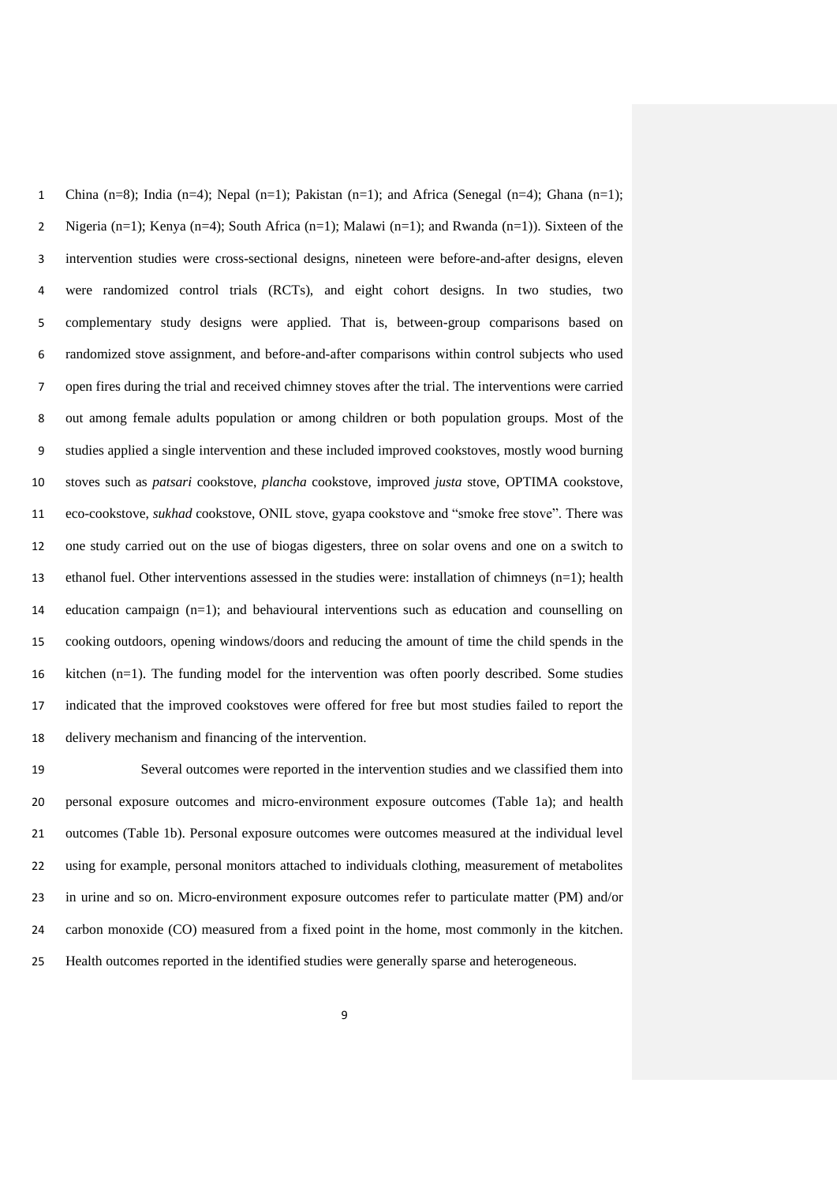China (n=8); India (n=4); Nepal (n=1); Pakistan (n=1); and Africa (Senegal (n=4); Ghana (n=1); Nigeria (n=1); Kenya (n=4); South Africa (n=1); Malawi (n=1); and Rwanda (n=1)). Sixteen of the intervention studies were cross-sectional designs, nineteen were before-and-after designs, eleven were randomized control trials (RCTs), and eight cohort designs. In two studies, two complementary study designs were applied. That is, between-group comparisons based on randomized stove assignment, and before-and-after comparisons within control subjects who used open fires during the trial and received chimney stoves after the trial. The interventions were carried out among female adults population or among children or both population groups. Most of the studies applied a single intervention and these included improved cookstoves, mostly wood burning stoves such as *patsari* cookstove, *plancha* cookstove, improved *justa* stove, OPTIMA cookstove, eco-cookstove, *sukhad* cookstove, ONIL stove, gyapa cookstove and "smoke free stove". There was one study carried out on the use of biogas digesters, three on solar ovens and one on a switch to ethanol fuel. Other interventions assessed in the studies were: installation of chimneys (n=1); health education campaign (n=1); and behavioural interventions such as education and counselling on cooking outdoors, opening windows/doors and reducing the amount of time the child spends in the kitchen (n=1). The funding model for the intervention was often poorly described. Some studies indicated that the improved cookstoves were offered for free but most studies failed to report the delivery mechanism and financing of the intervention.

Several outcomes were reported in the intervention studies and we classified them into personal exposure outcomes and micro-environment exposure outcomes (Table 1a); and health outcomes (Table 1b). Personal exposure outcomes were outcomes measured at the individual level using for example, personal monitors attached to individuals clothing, measurement of metabolites in urine and so on. Micro-environment exposure outcomes refer to particulate matter (PM) and/or carbon monoxide (CO) measured from a fixed point in the home, most commonly in the kitchen. Health outcomes reported in the identified studies were generally sparse and heterogeneous.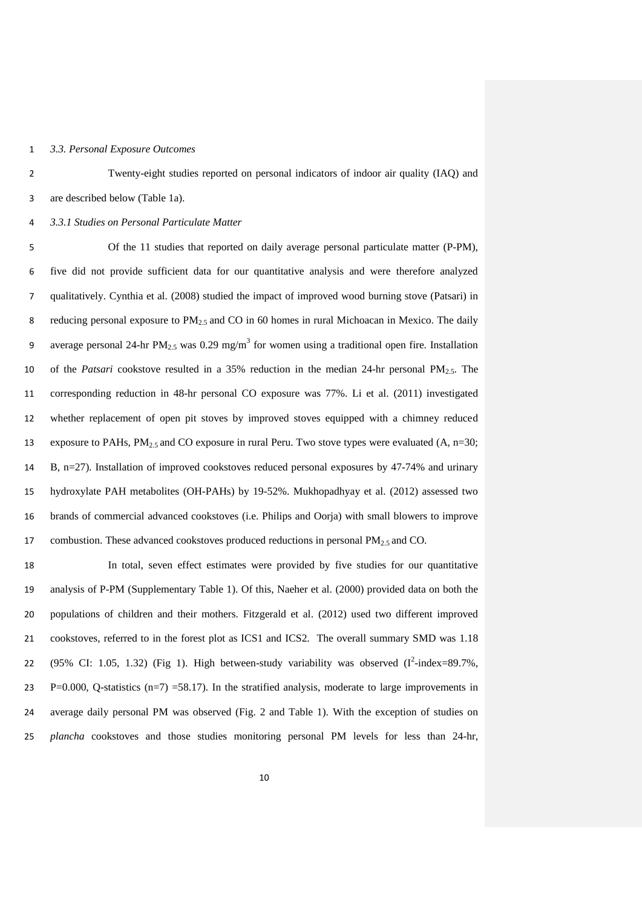*3.3. Personal Exposure Outcomes*

Twenty-eight studies reported on personal indicators of indoor air quality (IAQ) and are described below (Table 1a).

*3.3.1 Studies on Personal Particulate Matter*

Of the 11 studies that reported on daily average personal particulate matter (P-PM), five did not provide sufficient data for our quantitative analysis and were therefore analyzed qualitatively. Cynthia et al. (2008) studied the impact of improved wood burning stove (Patsari) in reducing personal exposure to $PM_{2.5}$ and CO in 60 homes in rural Michoacan in Mexico. The daily average personal 24-hr $PM_{2.5}$ was 0.29 mg/m$^3$ for women using a traditional open fire. Installation of the *Patsari* cookstove resulted in a 35% reduction in the median 24-hr personal $PM_{2.5}$. The corresponding reduction in 48-hr personal CO exposure was 77%. Li et al. (2011) investigated whether replacement of open pit stoves by improved stoves equipped with a chimney reduced exposure to PAHs, $PM_{2.5}$ and CO exposure in rural Peru. Two stove types were evaluated (A, n=30; B, n=27). Installation of improved cookstoves reduced personal exposures by 47-74% and urinary hydroxylate PAH metabolites (OH-PAHs) by 19-52%. Mukhopadhyay et al. (2012) assessed two brands of commercial advanced cookstoves (i.e. Philips and Oorja) with small blowers to improve combustion. These advanced cookstoves produced reductions in personal $PM_{2.5}$ and CO.

In total, seven effect estimates were provided by five studies for our quantitative analysis of P-PM (Supplementary Table 1). Of this, Naeher et al. (2000) provided data on both the populations of children and their mothers. Fitzgerald et al. (2012) used two different improved cookstoves, referred to in the forest plot as ICS1 and ICS2. The overall summary SMD was 1.18 (95% CI: 1.05, 1.32) (Fig 1). High between-study variability was observed ($I^2$-index=89.7%, P=0.000, Q-statistics (n=7) =58.17). In the stratified analysis, moderate to large improvements in average daily personal PM was observed (Fig. 2 and Table 1). With the exception of studies on *plancha* cookstoves and those studies monitoring personal PM levels for less than 24-hr,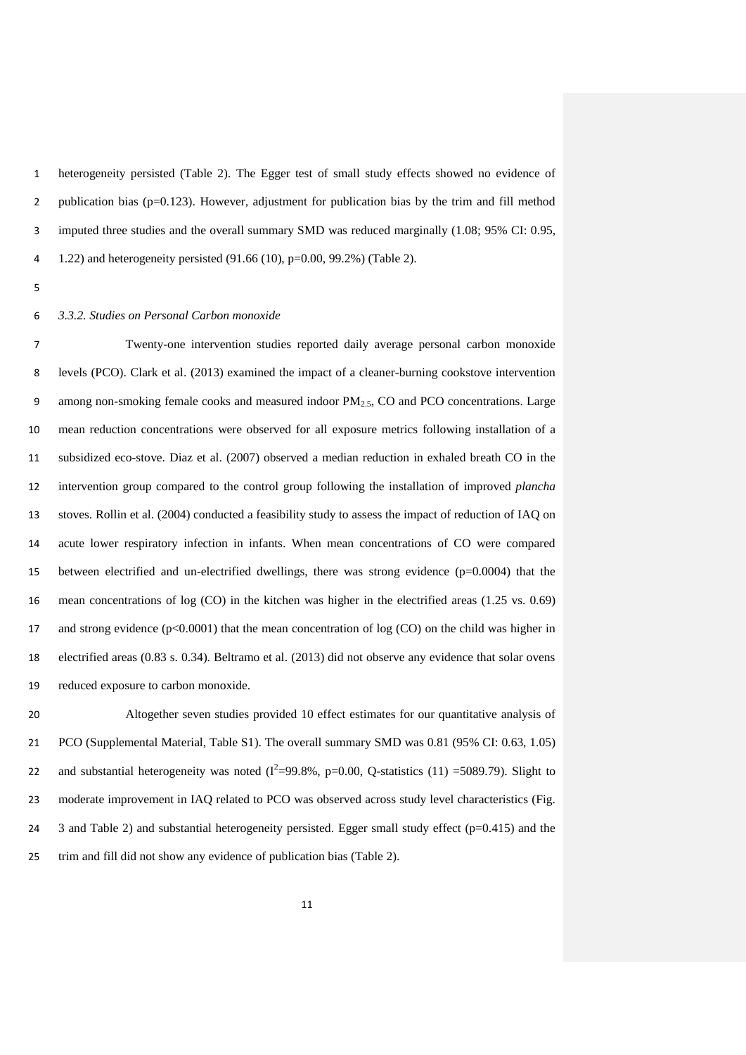heterogeneity persisted (Table 2). The Egger test of small study effects showed no evidence of publication bias (p=0.123). However, adjustment for publication bias by the trim and fill method imputed three studies and the overall summary SMD was reduced marginally (1.08; 95% CI: 0.95, 1.22) and heterogeneity persisted (91.66 (10), p=0.00, 99.2%) (Table 2).

### *3.3.2. Studies on Personal Carbon monoxide*

Twenty-one intervention studies reported daily average personal carbon monoxide levels (PCO). Clark et al. (2013) examined the impact of a cleaner-burning cookstove intervention among non-smoking female cooks and measured indoor $PM_{2.5}$, CO and PCO concentrations. Large mean reduction concentrations were observed for all exposure metrics following installation of a subsidized eco-stove. Diaz et al. (2007) observed a median reduction in exhaled breath CO in the intervention group compared to the control group following the installation of improved *plancha* stoves. Rollin et al. (2004) conducted a feasibility study to assess the impact of reduction of IAQ on acute lower respiratory infection in infants. When mean concentrations of CO were compared between electrified and un-electrified dwellings, there was strong evidence (p=0.0004) that the mean concentrations of log (CO) in the kitchen was higher in the electrified areas (1.25 vs. 0.69) and strong evidence (p<0.0001) that the mean concentration of log (CO) on the child was higher in electrified areas (0.83 s. 0.34). Beltramo et al. (2013) did not observe any evidence that solar ovens reduced exposure to carbon monoxide.

Altogether seven studies provided 10 effect estimates for our quantitative analysis of PCO (Supplemental Material, Table S1). The overall summary SMD was 0.81 (95% CI: 0.63, 1.05) and substantial heterogeneity was noted ($I^2$=99.8%, p=0.00, Q-statistics (11) =5089.79). Slight to moderate improvement in IAQ related to PCO was observed across study level characteristics (Fig. 3 and Table 2) and substantial heterogeneity persisted. Egger small study effect (p=0.415) and the trim and fill did not show any evidence of publication bias (Table 2).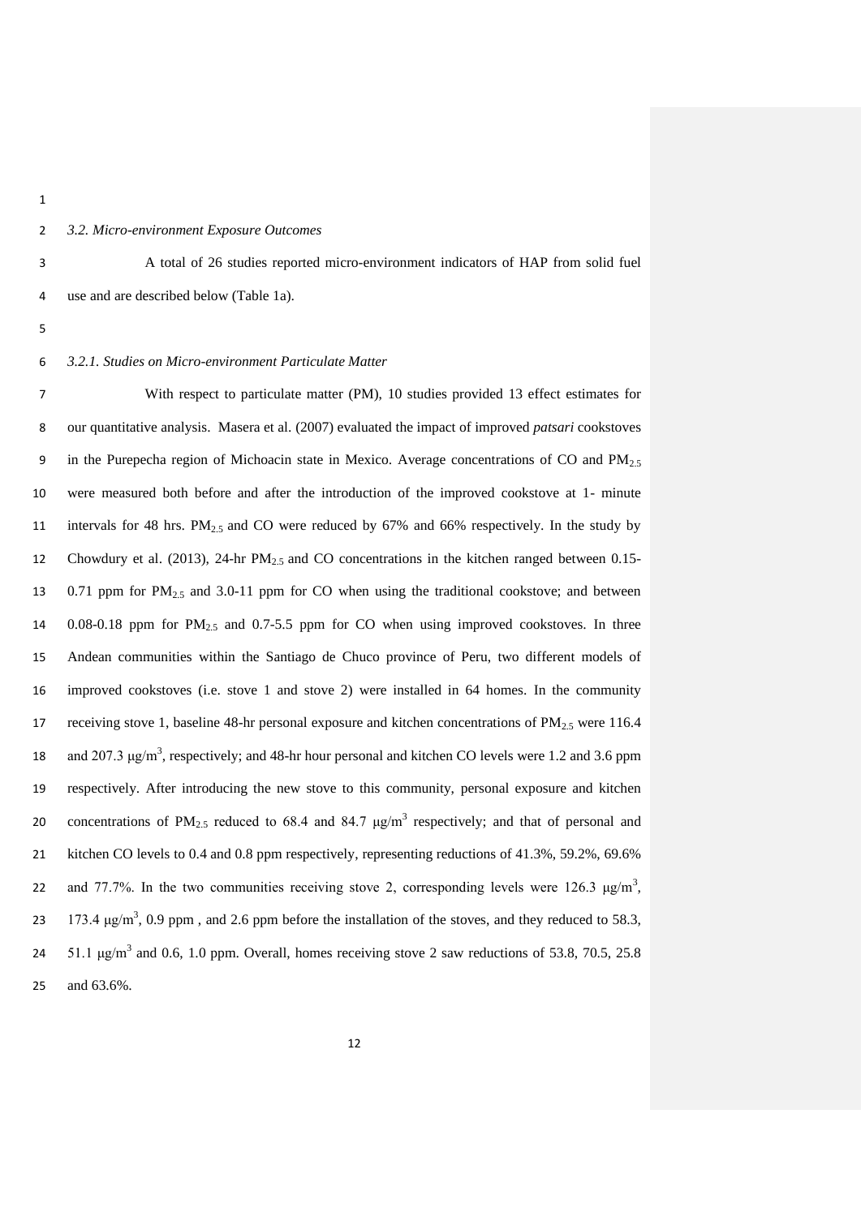### *3.2. Micro-environment Exposure Outcomes*

A total of 26 studies reported micro-environment indicators of HAP from solid fuel use and are described below (Table 1a).

#### *3.2.1. Studies on Micro-environment Particulate Matter*

With respect to particulate matter (PM), 10 studies provided 13 effect estimates for our quantitative analysis. Masera et al. (2007) evaluated the impact of improved *patsari* cookstoves in the Purepecha region of Michoacin state in Mexico. Average concentrations of CO and $PM_{2.5}$ were measured both before and after the introduction of the improved cookstove at 1- minute intervals for 48 hrs. $PM_{2.5}$ and CO were reduced by 67% and 66% respectively. In the study by Chowdury et al. (2013), 24-hr $PM_{2.5}$ and CO concentrations in the kitchen ranged between 0.15-0.71 ppm for $PM_{2.5}$ and 3.0-11 ppm for CO when using the traditional cookstove; and between 0.08-0.18 ppm for $PM_{2.5}$ and 0.7-5.5 ppm for CO when using improved cookstoves. In three Andean communities within the Santiago de Chuco province of Peru, two different models of improved cookstoves (i.e. stove 1 and stove 2) were installed in 64 homes. In the community receiving stove 1, baseline 48-hr personal exposure and kitchen concentrations of $PM_{2.5}$ were 116.4 and 207.3 $\mu g/m^3$, respectively; and 48-hr hour personal and kitchen CO levels were 1.2 and 3.6 ppm respectively. After introducing the new stove to this community, personal exposure and kitchen concentrations of $PM_{2.5}$ reduced to 68.4 and 84.7 $\mu g/m^3$ respectively; and that of personal and kitchen CO levels to 0.4 and 0.8 ppm respectively, representing reductions of 41.3%, 59.2%, 69.6% and 77.7%. In the two communities receiving stove 2, corresponding levels were 126.3 $\mu g/m^3$, 173.4 $\mu g/m^3$, 0.9 ppm , and 2.6 ppm before the installation of the stoves, and they reduced to 58.3, 51.1 $\mu g/m^3$ and 0.6, 1.0 ppm. Overall, homes receiving stove 2 saw reductions of 53.8, 70.5, 25.8 and 63.6%.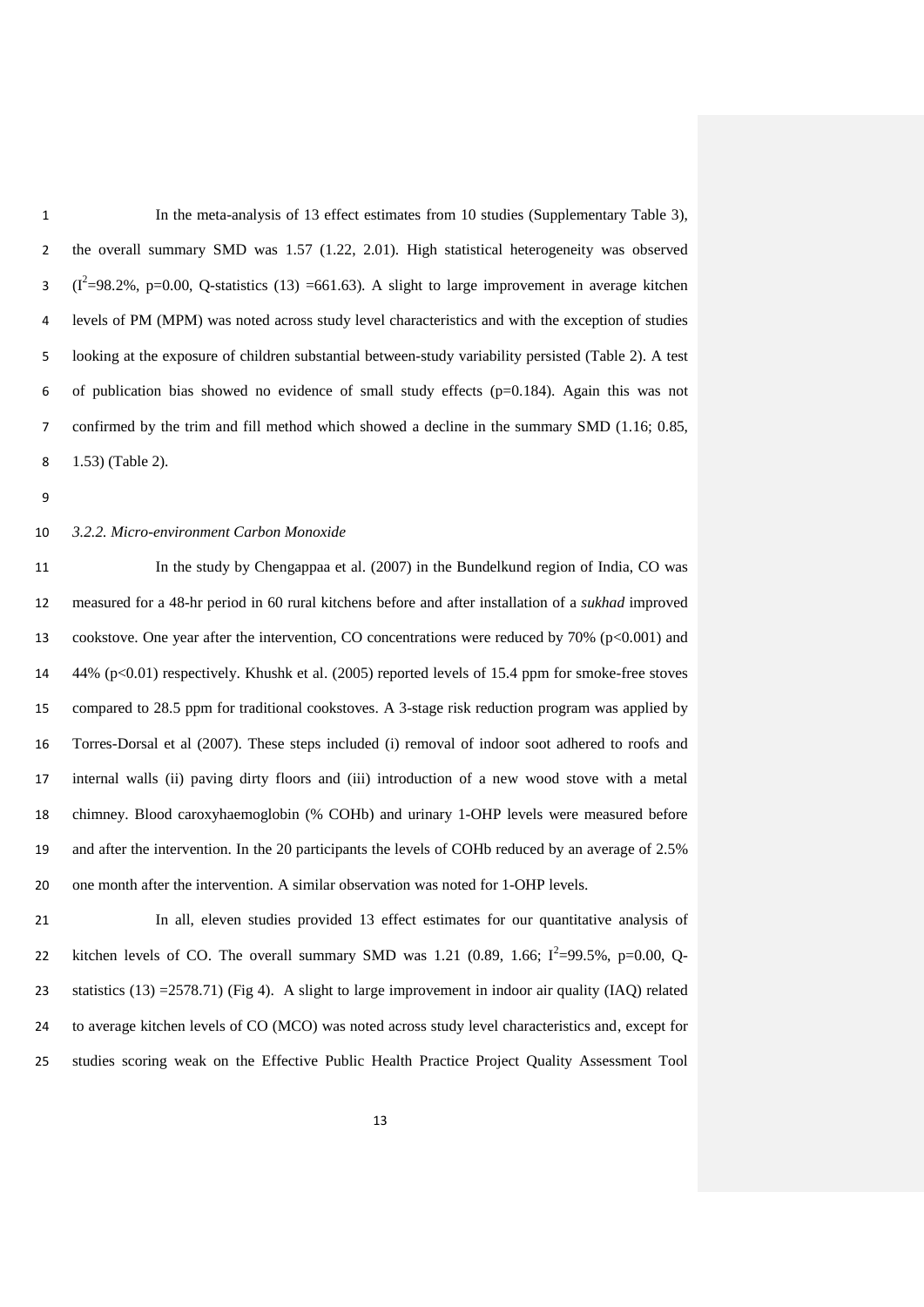In the meta-analysis of 13 effect estimates from 10 studies (Supplementary Table 3), the overall summary SMD was 1.57 (1.22, 2.01). High statistical heterogeneity was observed ($I^2$=98.2%, p=0.00, Q-statistics (13) =661.63). A slight to large improvement in average kitchen levels of PM (MPM) was noted across study level characteristics and with the exception of studies looking at the exposure of children substantial between-study variability persisted (Table 2). A test of publication bias showed no evidence of small study effects (p=0.184). Again this was not confirmed by the trim and fill method which showed a decline in the summary SMD (1.16; 0.85, 1.53) (Table 2).

### *3.2.2. Micro-environment Carbon Monoxide*

In the study by Chengappaa et al. (2007) in the Bundelkund region of India, CO was measured for a 48-hr period in 60 rural kitchens before and after installation of a *sukhad* improved cookstove. One year after the intervention, CO concentrations were reduced by 70% (p<0.001) and 44% (p<0.01) respectively. Khushk et al. (2005) reported levels of 15.4 ppm for smoke-free stoves compared to 28.5 ppm for traditional cookstoves. A 3-stage risk reduction program was applied by Torres-Dorsal et al (2007). These steps included (i) removal of indoor soot adhered to roofs and internal walls (ii) paving dirty floors and (iii) introduction of a new wood stove with a metal chimney. Blood caroxyhaemoglobin (% COHb) and urinary 1-OHP levels were measured before and after the intervention. In the 20 participants the levels of COHb reduced by an average of 2.5% one month after the intervention. A similar observation was noted for 1-OHP levels.

In all, eleven studies provided 13 effect estimates for our quantitative analysis of kitchen levels of CO. The overall summary SMD was 1.21 (0.89, 1.66; $I^2$=99.5%, p=0.00, Q-statistics (13) =2578.71) (Fig 4). A slight to large improvement in indoor air quality (IAQ) related to average kitchen levels of CO (MCO) was noted across study level characteristics and, except for studies scoring weak on the Effective Public Health Practice Project Quality Assessment Tool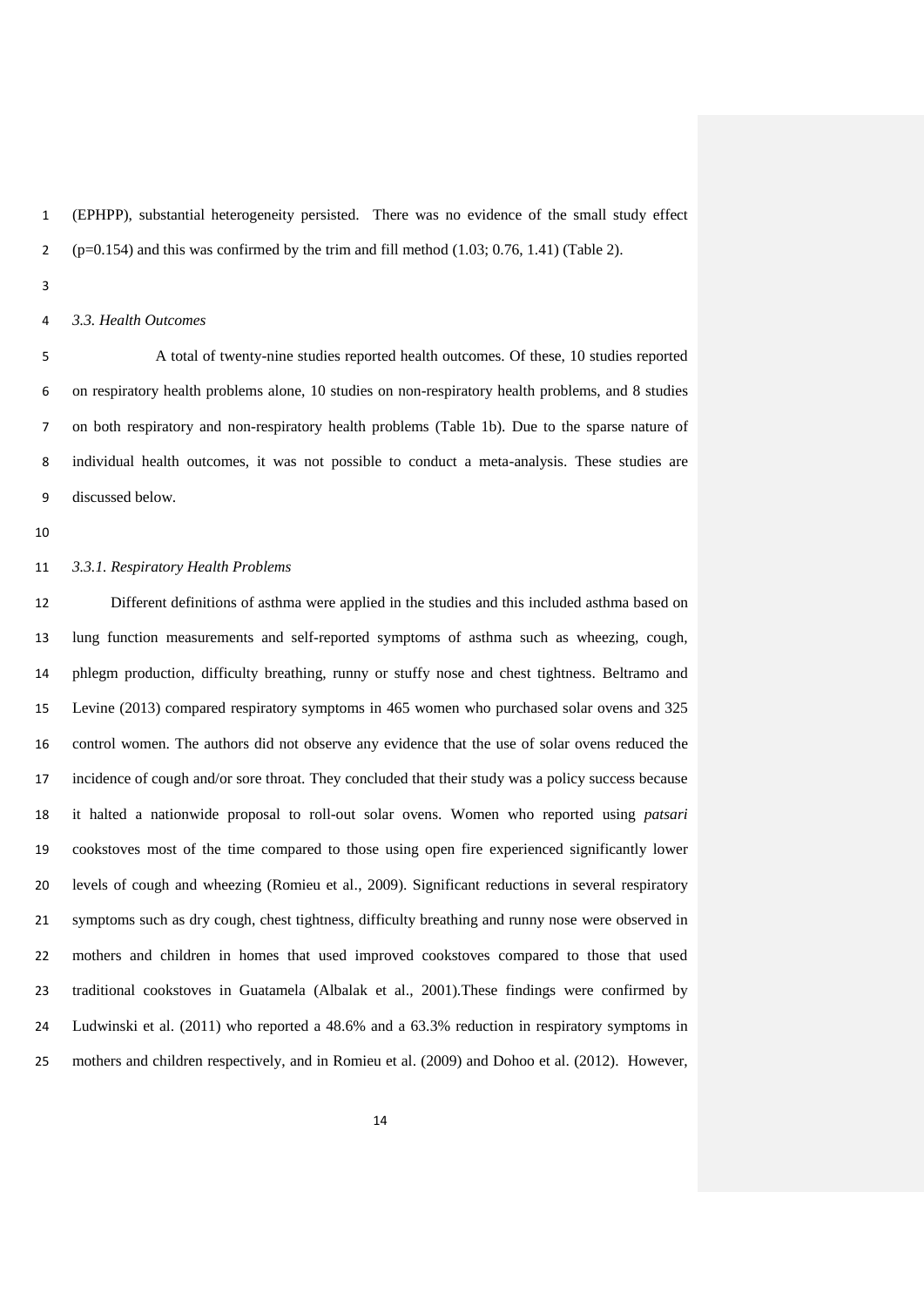(EPHPP), substantial heterogeneity persisted. There was no evidence of the small study effect (p=0.154) and this was confirmed by the trim and fill method (1.03; 0.76, 1.41) (Table 2).

### *3.3. Health Outcomes*

A total of twenty-nine studies reported health outcomes. Of these, 10 studies reported on respiratory health problems alone, 10 studies on non-respiratory health problems, and 8 studies on both respiratory and non-respiratory health problems (Table 1b). Due to the sparse nature of individual health outcomes, it was not possible to conduct a meta-analysis. These studies are discussed below.

#### *3.3.1. Respiratory Health Problems*

Different definitions of asthma were applied in the studies and this included asthma based on lung function measurements and self-reported symptoms of asthma such as wheezing, cough, phlegm production, difficulty breathing, runny or stuffy nose and chest tightness. Beltramo and Levine (2013) compared respiratory symptoms in 465 women who purchased solar ovens and 325 control women. The authors did not observe any evidence that the use of solar ovens reduced the incidence of cough and/or sore throat. They concluded that their study was a policy success because it halted a nationwide proposal to roll-out solar ovens. Women who reported using *patsari* cookstoves most of the time compared to those using open fire experienced significantly lower levels of cough and wheezing (Romieu et al., 2009). Significant reductions in several respiratory symptoms such as dry cough, chest tightness, difficulty breathing and runny nose were observed in mothers and children in homes that used improved cookstoves compared to those that used traditional cookstoves in Guatamela (Albalak et al., 2001).These findings were confirmed by Ludwinski et al. (2011) who reported a 48.6% and a 63.3% reduction in respiratory symptoms in mothers and children respectively, and in Romieu et al. (2009) and Dohoo et al. (2012). However,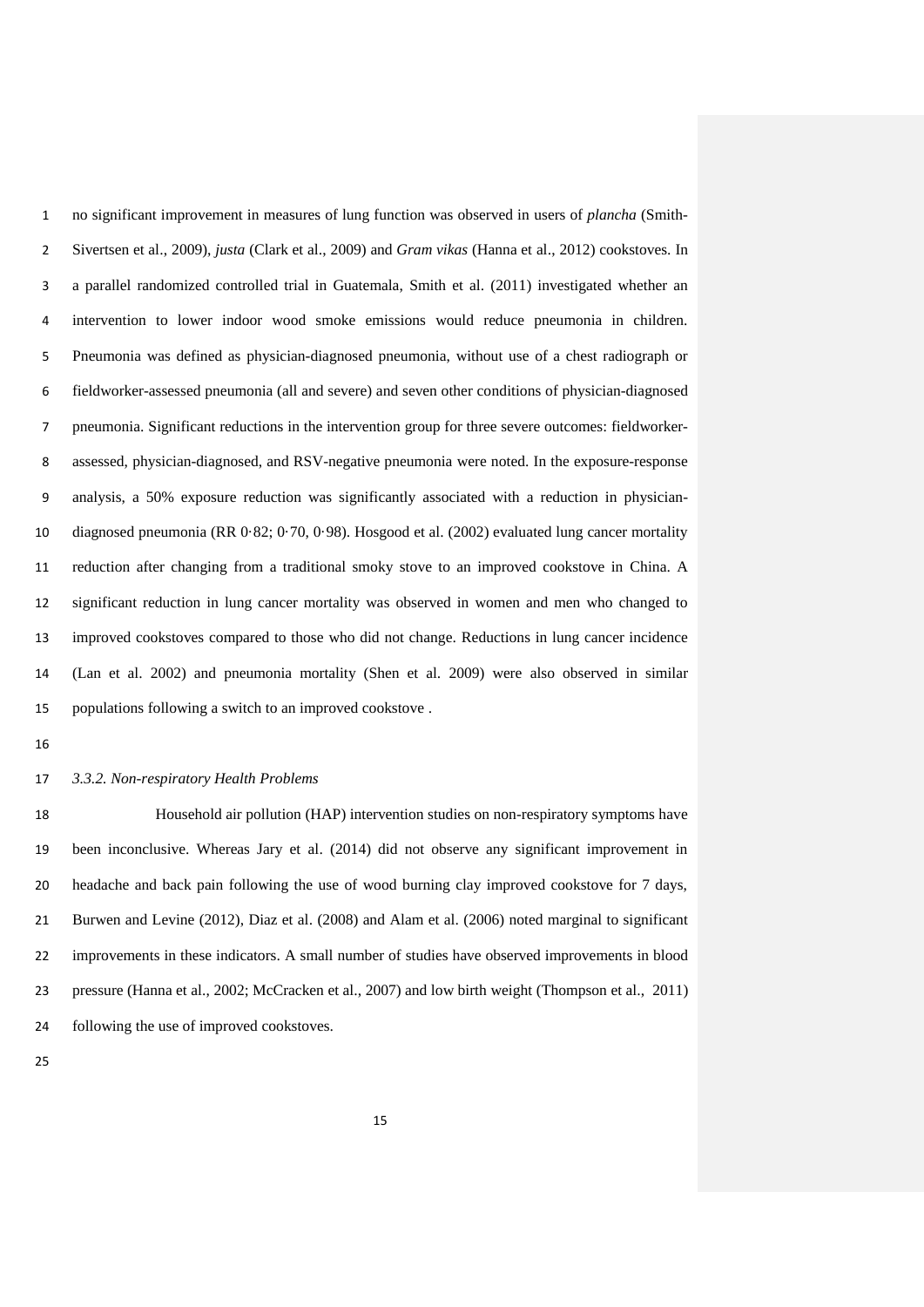no significant improvement in measures of lung function was observed in users of *plancha* (Smith-Sivertsen et al., 2009), *justa* (Clark et al., 2009) and *Gram vikas* (Hanna et al., 2012) cookstoves. In a parallel randomized controlled trial in Guatemala, Smith et al. (2011) investigated whether an intervention to lower indoor wood smoke emissions would reduce pneumonia in children. Pneumonia was defined as physician-diagnosed pneumonia, without use of a chest radiograph or fieldworker-assessed pneumonia (all and severe) and seven other conditions of physician-diagnosed pneumonia. Significant reductions in the intervention group for three severe outcomes: fieldworker-assessed, physician-diagnosed, and RSV-negative pneumonia were noted. In the exposure-response analysis, a 50% exposure reduction was significantly associated with a reduction in physician-diagnosed pneumonia (RR 0·82; 0·70, 0·98). Hosgood et al. (2002) evaluated lung cancer mortality reduction after changing from a traditional smoky stove to an improved cookstove in China. A significant reduction in lung cancer mortality was observed in women and men who changed to improved cookstoves compared to those who did not change. Reductions in lung cancer incidence (Lan et al. 2002) and pneumonia mortality (Shen et al. 2009) were also observed in similar populations following a switch to an improved cookstove .

### *3.3.2. Non-respiratory Health Problems*

Household air pollution (HAP) intervention studies on non-respiratory symptoms have been inconclusive. Whereas Jary et al. (2014) did not observe any significant improvement in headache and back pain following the use of wood burning clay improved cookstove for 7 days, Burwen and Levine (2012), Diaz et al. (2008) and Alam et al. (2006) noted marginal to significant improvements in these indicators. A small number of studies have observed improvements in blood pressure (Hanna et al., 2002; McCracken et al., 2007) and low birth weight (Thompson et al., 2011) following the use of improved cookstoves.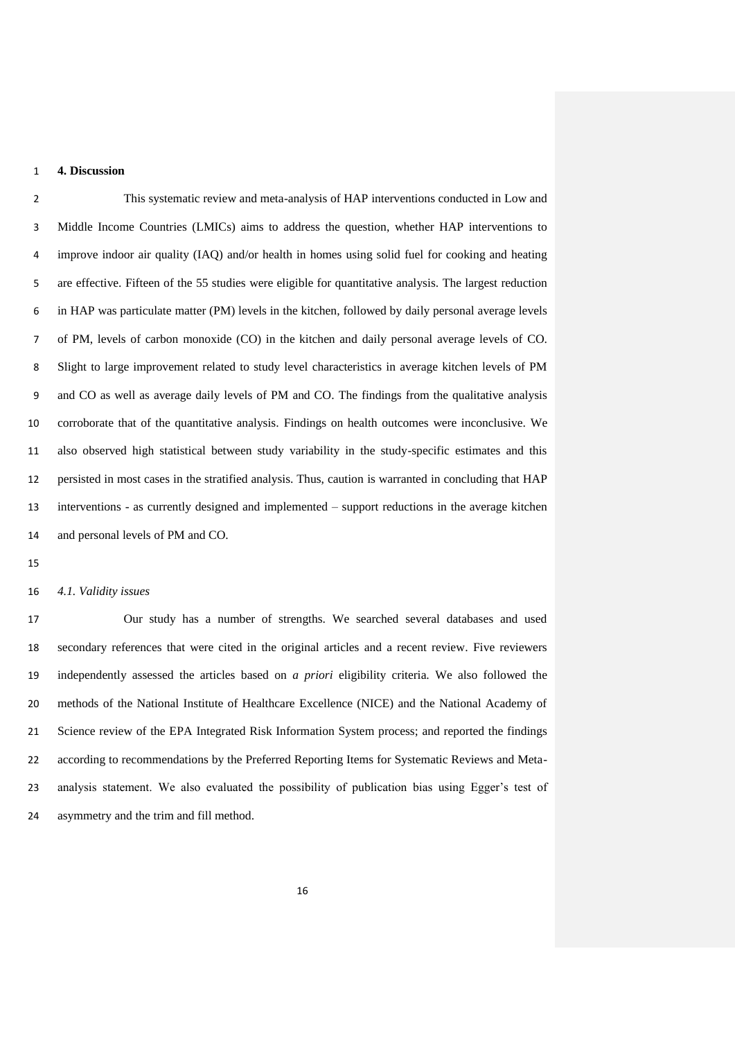## 4. Discussion

This systematic review and meta-analysis of HAP interventions conducted in Low and Middle Income Countries (LMICs) aims to address the question, whether HAP interventions to improve indoor air quality (IAQ) and/or health in homes using solid fuel for cooking and heating are effective. Fifteen of the 55 studies were eligible for quantitative analysis. The largest reduction in HAP was particulate matter (PM) levels in the kitchen, followed by daily personal average levels of PM, levels of carbon monoxide (CO) in the kitchen and daily personal average levels of CO. Slight to large improvement related to study level characteristics in average kitchen levels of PM and CO as well as average daily levels of PM and CO. The findings from the qualitative analysis corroborate that of the quantitative analysis. Findings on health outcomes were inconclusive. We also observed high statistical between study variability in the study-specific estimates and this persisted in most cases in the stratified analysis. Thus, caution is warranted in concluding that HAP interventions - as currently designed and implemented – support reductions in the average kitchen and personal levels of PM and CO.

### *4.1. Validity issues*

Our study has a number of strengths. We searched several databases and used secondary references that were cited in the original articles and a recent review. Five reviewers independently assessed the articles based on *a priori* eligibility criteria. We also followed the methods of the National Institute of Healthcare Excellence (NICE) and the National Academy of Science review of the EPA Integrated Risk Information System process; and reported the findings according to recommendations by the Preferred Reporting Items for Systematic Reviews and Meta-analysis statement. We also evaluated the possibility of publication bias using Egger's test of asymmetry and the trim and fill method.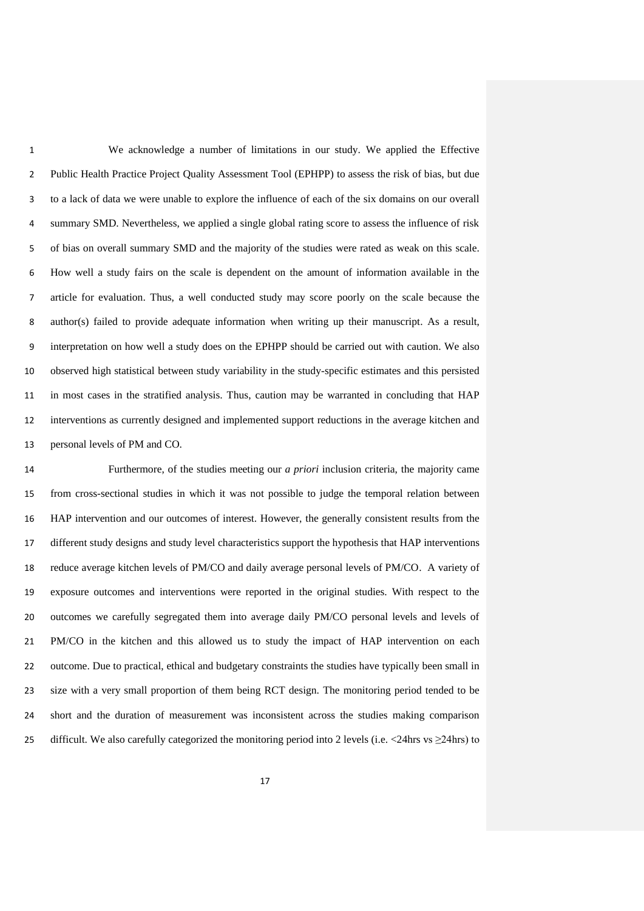We acknowledge a number of limitations in our study. We applied the Effective Public Health Practice Project Quality Assessment Tool (EPHPP) to assess the risk of bias, but due to a lack of data we were unable to explore the influence of each of the six domains on our overall summary SMD. Nevertheless, we applied a single global rating score to assess the influence of risk of bias on overall summary SMD and the majority of the studies were rated as weak on this scale. How well a study fairs on the scale is dependent on the amount of information available in the article for evaluation. Thus, a well conducted study may score poorly on the scale because the author(s) failed to provide adequate information when writing up their manuscript. As a result, interpretation on how well a study does on the EPHPP should be carried out with caution. We also observed high statistical between study variability in the study-specific estimates and this persisted in most cases in the stratified analysis. Thus, caution may be warranted in concluding that HAP interventions as currently designed and implemented support reductions in the average kitchen and personal levels of PM and CO.

Furthermore, of the studies meeting our *a priori* inclusion criteria, the majority came from cross-sectional studies in which it was not possible to judge the temporal relation between HAP intervention and our outcomes of interest. However, the generally consistent results from the different study designs and study level characteristics support the hypothesis that HAP interventions reduce average kitchen levels of PM/CO and daily average personal levels of PM/CO. A variety of exposure outcomes and interventions were reported in the original studies. With respect to the outcomes we carefully segregated them into average daily PM/CO personal levels and levels of PM/CO in the kitchen and this allowed us to study the impact of HAP intervention on each outcome. Due to practical, ethical and budgetary constraints the studies have typically been small in size with a very small proportion of them being RCT design. The monitoring period tended to be short and the duration of measurement was inconsistent across the studies making comparison difficult. We also carefully categorized the monitoring period into 2 levels (i.e. <24hrs vs ≥24hrs) to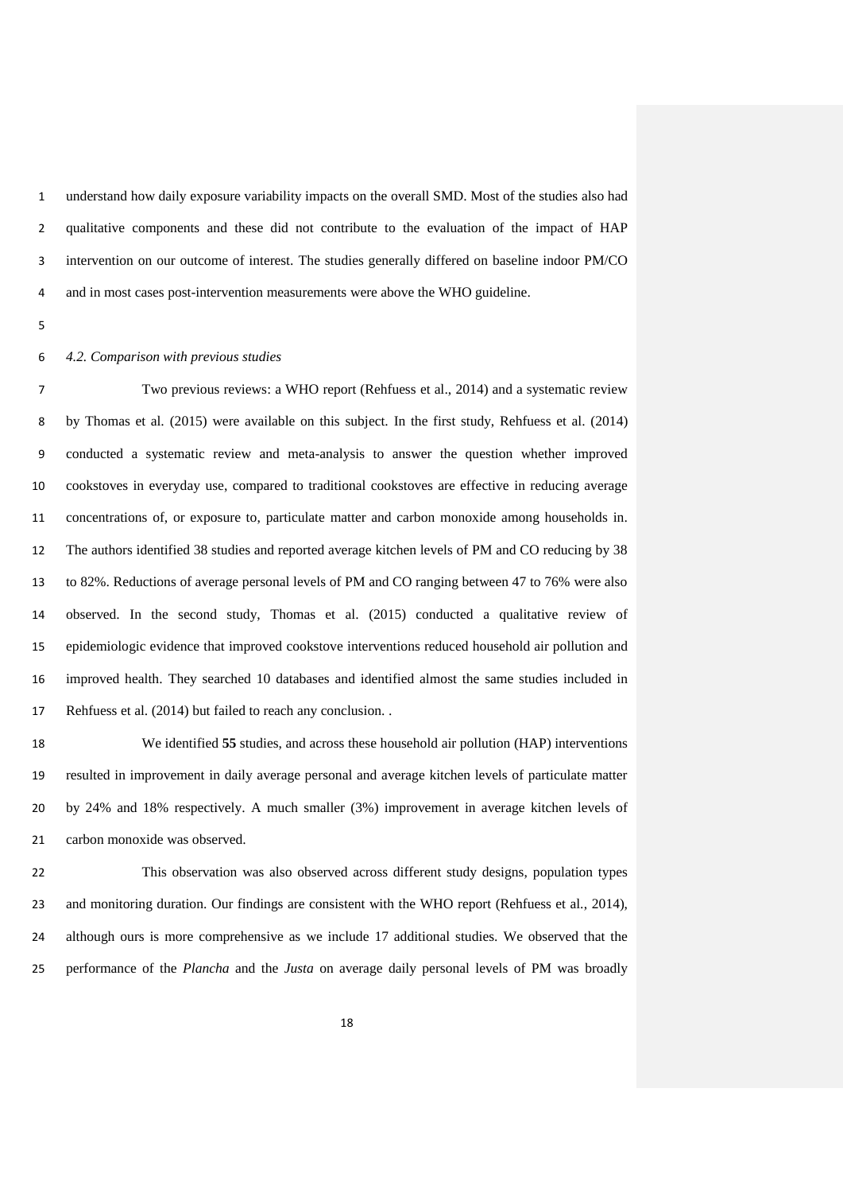understand how daily exposure variability impacts on the overall SMD. Most of the studies also had qualitative components and these did not contribute to the evaluation of the impact of HAP intervention on our outcome of interest. The studies generally differed on baseline indoor PM/CO and in most cases post-intervention measurements were above the WHO guideline.

### *4.2. Comparison with previous studies*

Two previous reviews: a WHO report (Rehfuess et al., 2014) and a systematic review by Thomas et al. (2015) were available on this subject. In the first study, Rehfuess et al. (2014) conducted a systematic review and meta-analysis to answer the question whether improved cookstoves in everyday use, compared to traditional cookstoves are effective in reducing average concentrations of, or exposure to, particulate matter and carbon monoxide among households in. The authors identified 38 studies and reported average kitchen levels of PM and CO reducing by 38 to 82%. Reductions of average personal levels of PM and CO ranging between 47 to 76% were also observed. In the second study, Thomas et al. (2015) conducted a qualitative review of epidemiologic evidence that improved cookstove interventions reduced household air pollution and improved health. They searched 10 databases and identified almost the same studies included in Rehfuess et al. (2014) but failed to reach any conclusion. .

We identified **55** studies, and across these household air pollution (HAP) interventions resulted in improvement in daily average personal and average kitchen levels of particulate matter by 24% and 18% respectively. A much smaller (3%) improvement in average kitchen levels of carbon monoxide was observed.

This observation was also observed across different study designs, population types and monitoring duration. Our findings are consistent with the WHO report (Rehfuess et al., 2014), although ours is more comprehensive as we include 17 additional studies. We observed that the performance of the *Plancha* and the *Justa* on average daily personal levels of PM was broadly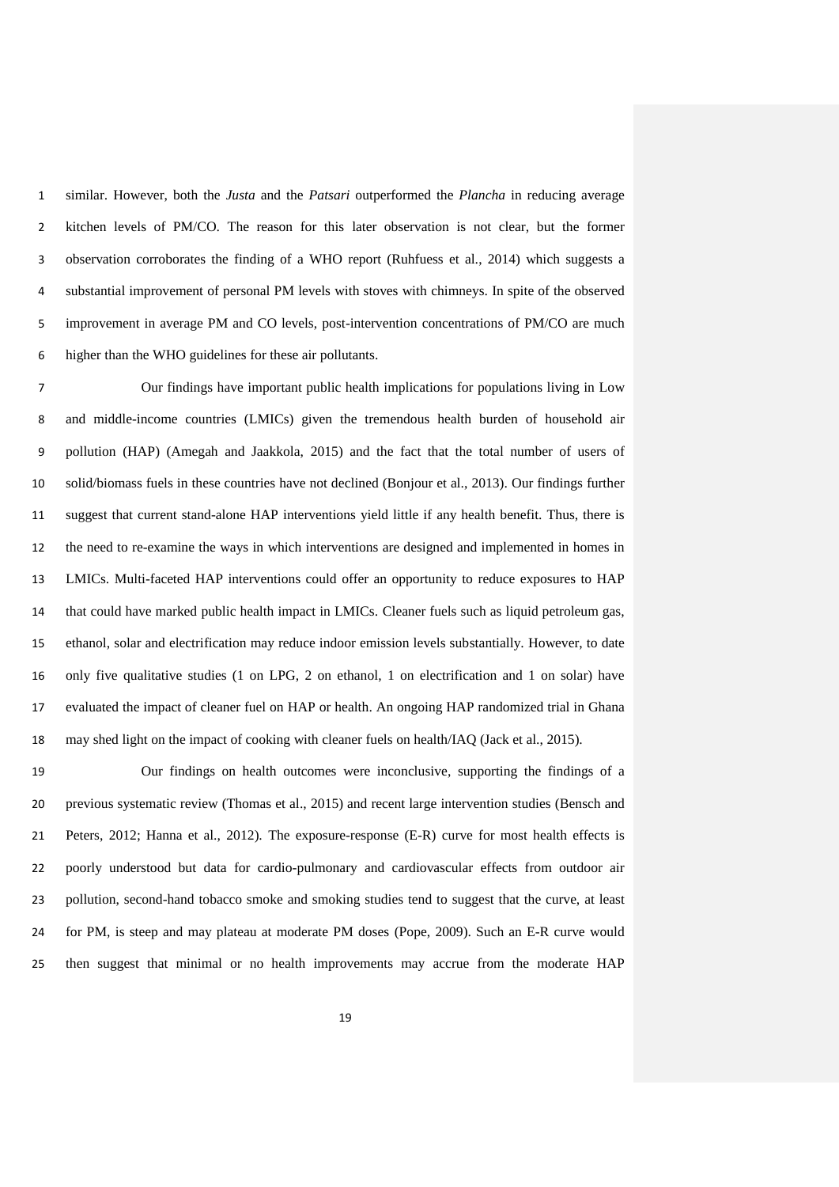similar. However, both the *Justa* and the *Patsari* outperformed the *Plancha* in reducing average kitchen levels of PM/CO. The reason for this later observation is not clear, but the former observation corroborates the finding of a WHO report (Ruhfuess et al., 2014) which suggests a substantial improvement of personal PM levels with stoves with chimneys. In spite of the observed improvement in average PM and CO levels, post-intervention concentrations of PM/CO are much higher than the WHO guidelines for these air pollutants.

Our findings have important public health implications for populations living in Low and middle-income countries (LMICs) given the tremendous health burden of household air pollution (HAP) (Amegah and Jaakkola, 2015) and the fact that the total number of users of solid/biomass fuels in these countries have not declined (Bonjour et al., 2013). Our findings further suggest that current stand-alone HAP interventions yield little if any health benefit. Thus, there is the need to re-examine the ways in which interventions are designed and implemented in homes in LMICs. Multi-faceted HAP interventions could offer an opportunity to reduce exposures to HAP that could have marked public health impact in LMICs. Cleaner fuels such as liquid petroleum gas, ethanol, solar and electrification may reduce indoor emission levels substantially. However, to date only five qualitative studies (1 on LPG, 2 on ethanol, 1 on electrification and 1 on solar) have evaluated the impact of cleaner fuel on HAP or health. An ongoing HAP randomized trial in Ghana may shed light on the impact of cooking with cleaner fuels on health/IAQ (Jack et al., 2015).

Our findings on health outcomes were inconclusive, supporting the findings of a previous systematic review (Thomas et al., 2015) and recent large intervention studies (Bensch and Peters, 2012; Hanna et al., 2012). The exposure-response (E-R) curve for most health effects is poorly understood but data for cardio-pulmonary and cardiovascular effects from outdoor air pollution, second-hand tobacco smoke and smoking studies tend to suggest that the curve, at least for PM, is steep and may plateau at moderate PM doses (Pope, 2009). Such an E-R curve would then suggest that minimal or no health improvements may accrue from the moderate HAP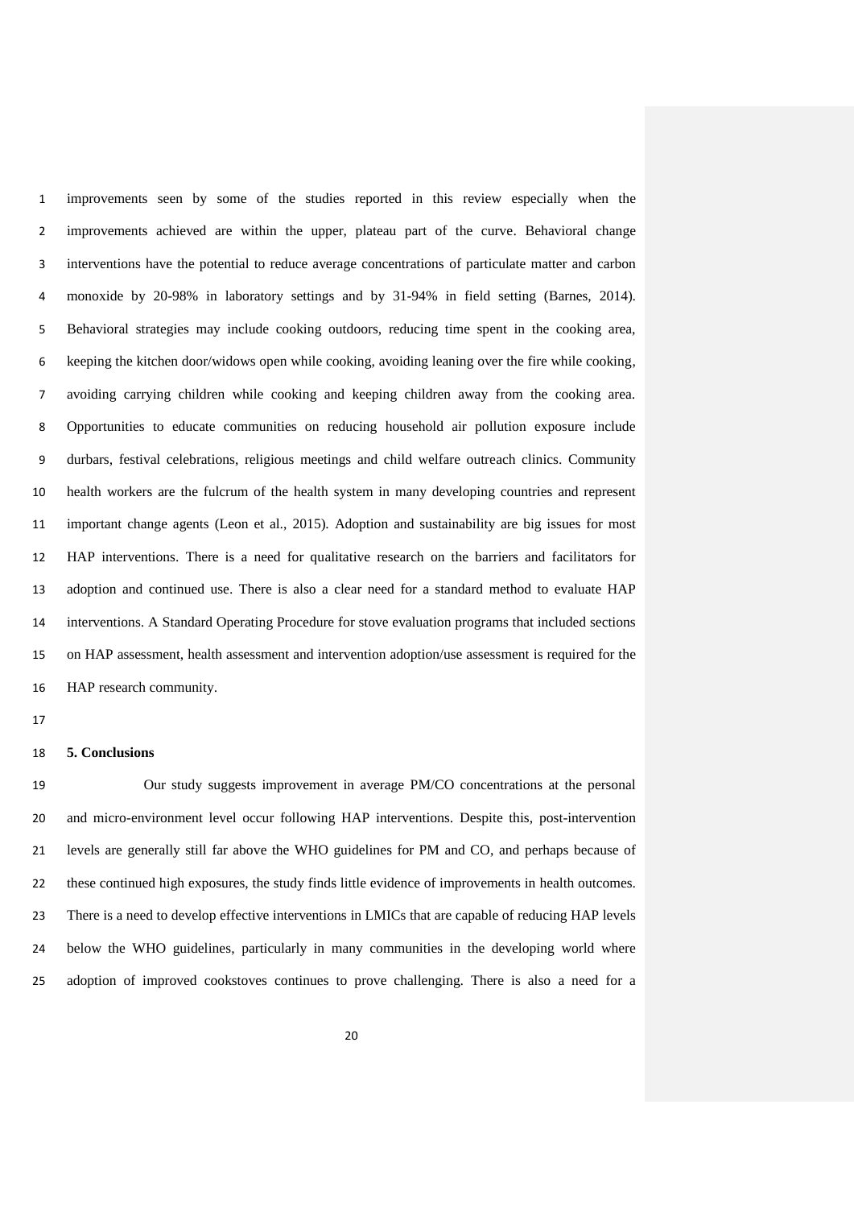improvements seen by some of the studies reported in this review especially when the improvements achieved are within the upper, plateau part of the curve. Behavioral change interventions have the potential to reduce average concentrations of particulate matter and carbon monoxide by 20-98% in laboratory settings and by 31-94% in field setting (Barnes, 2014). Behavioral strategies may include cooking outdoors, reducing time spent in the cooking area, keeping the kitchen door/widows open while cooking, avoiding leaning over the fire while cooking, avoiding carrying children while cooking and keeping children away from the cooking area. Opportunities to educate communities on reducing household air pollution exposure include durbars, festival celebrations, religious meetings and child welfare outreach clinics. Community health workers are the fulcrum of the health system in many developing countries and represent important change agents (Leon et al., 2015). Adoption and sustainability are big issues for most HAP interventions. There is a need for qualitative research on the barriers and facilitators for adoption and continued use. There is also a clear need for a standard method to evaluate HAP interventions. A Standard Operating Procedure for stove evaluation programs that included sections on HAP assessment, health assessment and intervention adoption/use assessment is required for the HAP research community.

## 5. Conclusions

Our study suggests improvement in average PM/CO concentrations at the personal and micro-environment level occur following HAP interventions. Despite this, post-intervention levels are generally still far above the WHO guidelines for PM and CO, and perhaps because of these continued high exposures, the study finds little evidence of improvements in health outcomes. There is a need to develop effective interventions in LMICs that are capable of reducing HAP levels below the WHO guidelines, particularly in many communities in the developing world where adoption of improved cookstoves continues to prove challenging. There is also a need for a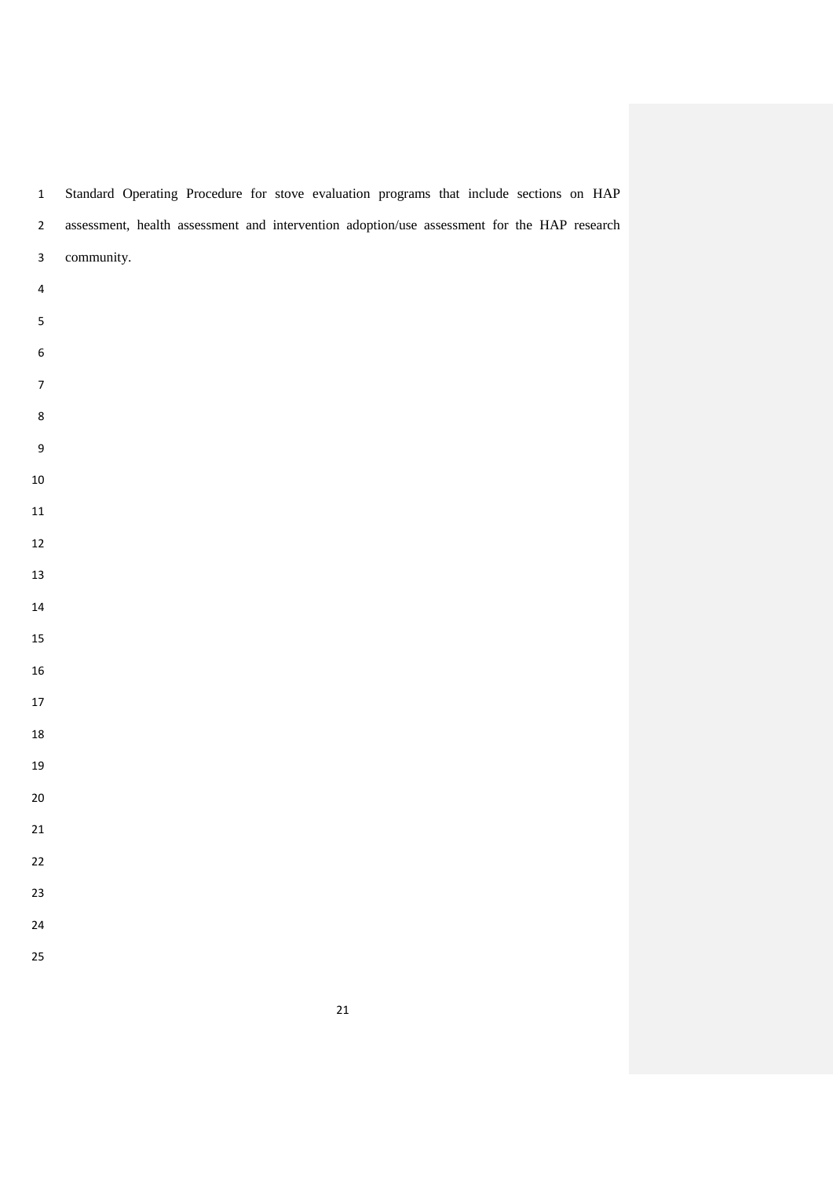Standard Operating Procedure for stove evaluation programs that include sections on HAP assessment, health assessment and intervention adoption/use assessment for the HAP research community.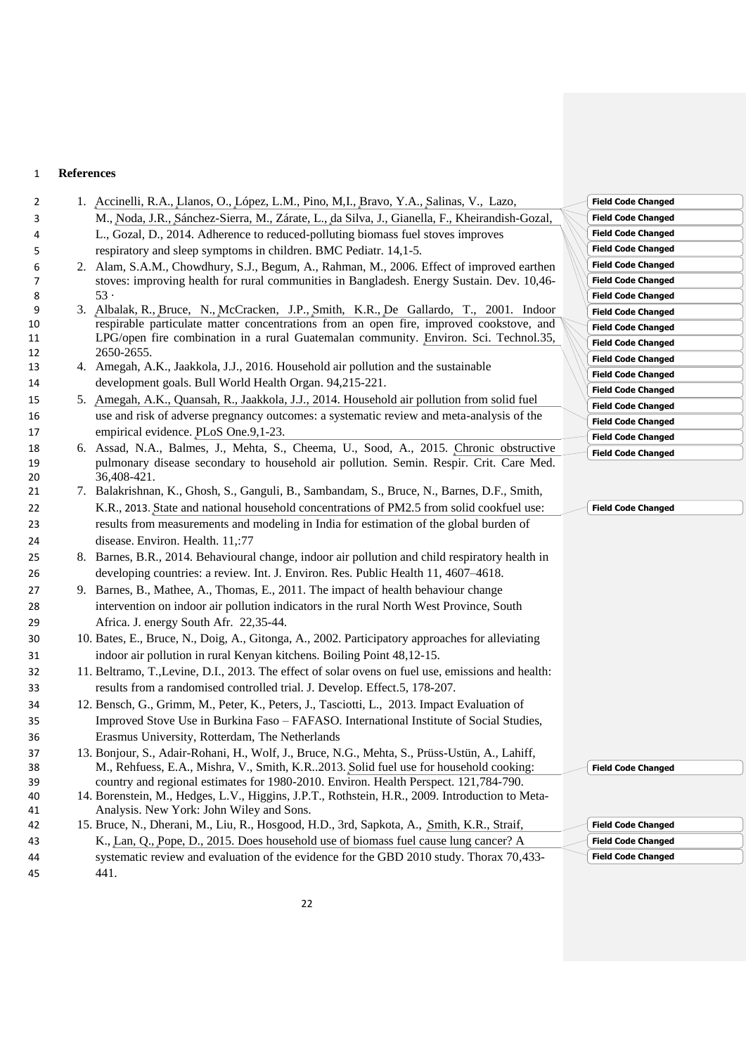# References

1. Accinelli, R.A., Llanos, O., López, L.M., Pino, M,I., Bravo, Y.A., Salinas, V., Lazo, M., Noda, J.R., Sánchez-Sierra, M., Zárate, L., da Silva, J., Gianella, F., Kheirandish-Gozal, L., Gozal, D., 2014. Adherence to reduced-polluting biomass fuel stoves improves respiratory and sleep symptoms in children. BMC Pediatr. 14,1-5.
2. Alam, S.A.M., Chowdhury, S.J., Begum, A., Rahman, M., 2006. Effect of improved earthen stoves: improving health for rural communities in Bangladesh. Energy Sustain. Dev. 10,46-53 ·
3. Albalak, R., Bruce, N., McCracken, J.P., Smith, K.R., De Gallardo, T., 2001. Indoor respirable particulate matter concentrations from an open fire, improved cookstove, and LPG/open fire combination in a rural Guatemalan community. Environ. Sci. Technol.35, 2650-2655.
4. Amegah, A.K., Jaakkola, J.J., 2016. Household air pollution and the sustainable development goals. Bull World Health Organ. 94,215-221.
5. Amegah, A.K., Quansah, R., Jaakkola, J.J., 2014. Household air pollution from solid fuel use and risk of adverse pregnancy outcomes: a systematic review and meta-analysis of the empirical evidence. PLoS One.9,1-23.
6. Assad, N.A., Balmes, J., Mehta, S., Cheema, U., Sood, A., 2015. Chronic obstructive pulmonary disease secondary to household air pollution. Semin. Respir. Crit. Care Med. 36,408-421.
7. Balakrishnan, K., Ghosh, S., Ganguli, B., Sambandam, S., Bruce, N., Barnes, D.F., Smith, K.R., 2013. State and national household concentrations of PM2.5 from solid cookfuel use: results from measurements and modeling in India for estimation of the global burden of disease. Environ. Health. 11,:77
8. Barnes, B.R., 2014. Behavioural change, indoor air pollution and child respiratory health in developing countries: a review. Int. J. Environ. Res. Public Health 11, 4607–4618.
9. Barnes, B., Mathee, A., Thomas, E., 2011. The impact of health behaviour change intervention on indoor air pollution indicators in the rural North West Province, South Africa. J. energy South Afr. 22,35-44.
10. Bates, E., Bruce, N., Doig, A., Gitonga, A., 2002. Participatory approaches for alleviating indoor air pollution in rural Kenyan kitchens. Boiling Point 48,12-15.
11. Beltramo, T.,Levine, D.I., 2013. The effect of solar ovens on fuel use, emissions and health: results from a randomised controlled trial. J. Develop. Effect.5, 178-207.
12. Bensch, G., Grimm, M., Peter, K., Peters, J., Tasciotti, L., 2013. Impact Evaluation of Improved Stove Use in Burkina Faso – FAFASO. International Institute of Social Studies, Erasmus University, Rotterdam, The Netherlands
13. Bonjour, S., Adair-Rohani, H., Wolf, J., Bruce, N.G., Mehta, S., Prüss-Ustün, A., Lahiff, M., Rehfuess, E.A., Mishra, V., Smith, K.R..2013. Solid fuel use for household cooking: country and regional estimates for 1980-2010. Environ. Health Perspect. 121,784-790.
14. Borenstein, M., Hedges, L.V., Higgins, J.P.T., Rothstein, H.R., 2009. Introduction to Meta-Analysis. New York: John Wiley and Sons.
15. Bruce, N., Dherani, M., Liu, R., Hosgood, H.D., 3rd, Sapkota, A., Smith, K.R., Straif, K., Lan, Q., Pope, D., 2015. Does household use of biomass fuel cause lung cancer? A systematic review and evaluation of the evidence for the GBD 2010 study. Thorax 70,433-441.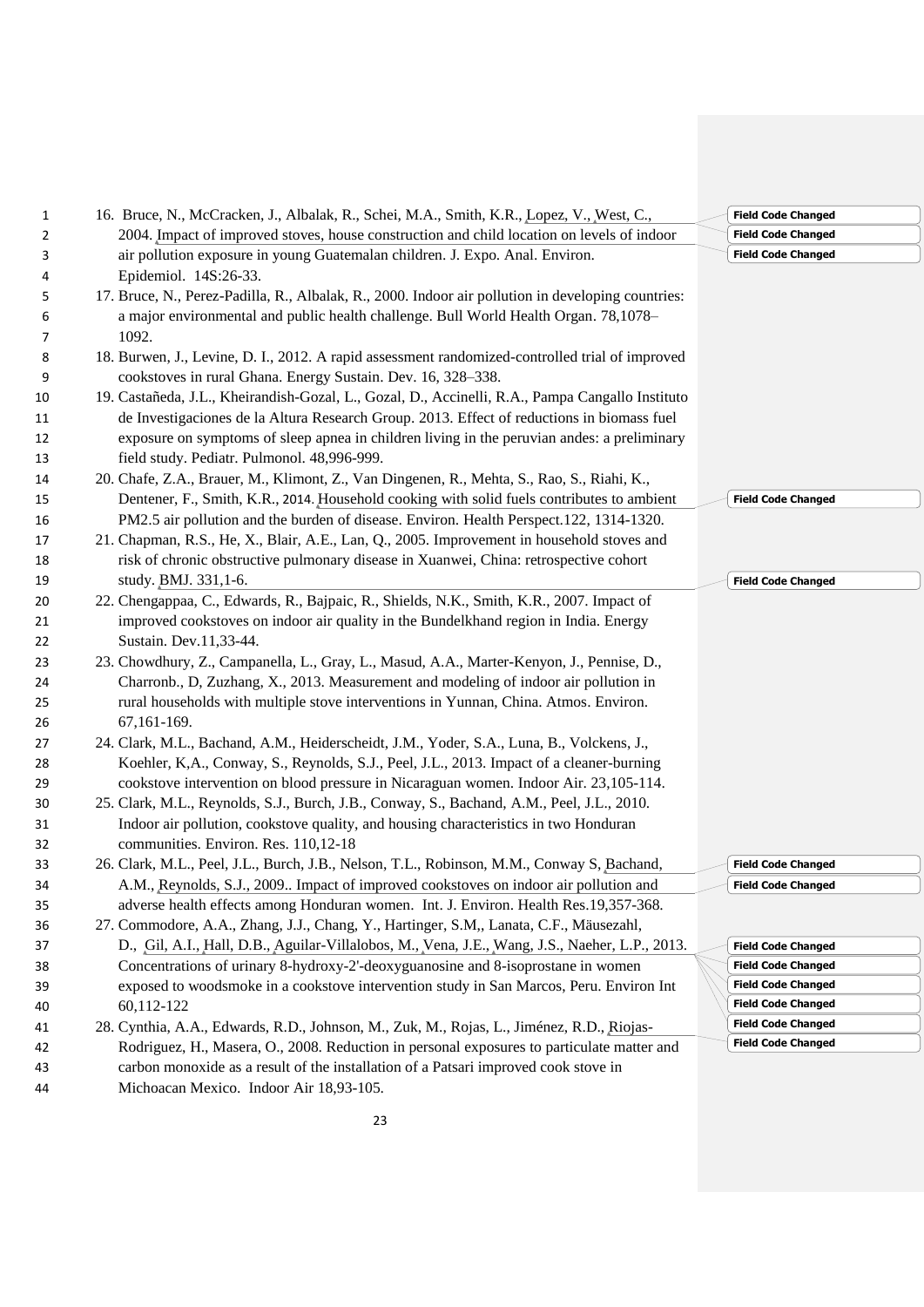16. Bruce, N., McCracken, J., Albalak, R., Schei, M.A., Smith, K.R., Lopez, V., West, C., 2004. Impact of improved stoves, house construction and child location on levels of indoor air pollution exposure in young Guatemalan children. J. Expo. Anal. Environ. Epidemiol. 14S:26-33.
17. Bruce, N., Perez-Padilla, R., Albalak, R., 2000. Indoor air pollution in developing countries: a major environmental and public health challenge. Bull World Health Organ. 78,1078–1092.
18. Burwen, J., Levine, D. I., 2012. A rapid assessment randomized-controlled trial of improved cookstoves in rural Ghana. Energy Sustain. Dev. 16, 328–338.
19. Castañeda, J.L., Kheirandish-Gozal, L., Gozal, D., Accinelli, R.A., Pampa Cangallo Instituto de Investigaciones de la Altura Research Group. 2013. Effect of reductions in biomass fuel exposure on symptoms of sleep apnea in children living in the peruvian andes: a preliminary field study. Pediatr. Pulmonol. 48,996-999.
20. Chafe, Z.A., Brauer, M., Klimont, Z., Van Dingenen, R., Mehta, S., Rao, S., Riahi, K., Dentener, F., Smith, K.R., 2014. Household cooking with solid fuels contributes to ambient PM2.5 air pollution and the burden of disease. Environ. Health Perspect.122, 1314-1320.
21. Chapman, R.S., He, X., Blair, A.E., Lan, Q., 2005. Improvement in household stoves and risk of chronic obstructive pulmonary disease in Xuanwei, China: retrospective cohort study. BMJ. 331,1-6.
22. Chengappaa, C., Edwards, R., Bajpaic, R., Shields, N.K., Smith, K.R., 2007. Impact of improved cookstoves on indoor air quality in the Bundelkhand region in India. Energy Sustain. Dev.11,33-44.
23. Chowdhury, Z., Campanella, L., Gray, L., Masud, A.A., Marter-Kenyon, J., Pennise, D., Charronb., D, Zuzhang, X., 2013. Measurement and modeling of indoor air pollution in rural households with multiple stove interventions in Yunnan, China. Atmos. Environ. 67,161-169.
24. Clark, M.L., Bachand, A.M., Heiderscheidt, J.M., Yoder, S.A., Luna, B., Volckens, J., Koehler, K,A., Conway, S., Reynolds, S.J., Peel, J.L., 2013. Impact of a cleaner-burning cookstove intervention on blood pressure in Nicaraguan women. Indoor Air. 23,105-114.
25. Clark, M.L., Reynolds, S.J., Burch, J.B., Conway, S., Bachand, A.M., Peel, J.L., 2010. Indoor air pollution, cookstove quality, and housing characteristics in two Honduran communities. Environ. Res. 110,12-18
26. Clark, M.L., Peel, J.L., Burch, J.B., Nelson, T.L., Robinson, M.M., Conway S, Bachand, A.M., Reynolds, S.J., 2009.. Impact of improved cookstoves on indoor air pollution and adverse health effects among Honduran women. Int. J. Environ. Health Res.19,357-368.
27. Commodore, A.A., Zhang, J.J., Chang, Y., Hartinger, S.M,, Lanata, C.F., Mäusezahl, D., Gil, A.I., Hall, D.B., Aguilar-Villalobos, M., Vena, J.E., Wang, J.S., Naeher, L.P., 2013. Concentrations of urinary 8-hydroxy-2'-deoxyguanosine and 8-isoprostane in women exposed to woodsmoke in a cookstove intervention study in San Marcos, Peru. Environ Int 60,112-122
28. Cynthia, A.A., Edwards, R.D., Johnson, M., Zuk, M., Rojas, L., Jiménez, R.D., Riojas-Rodriguez, H., Masera, O., 2008. Reduction in personal exposures to particulate matter and carbon monoxide as a result of the installation of a Patsari improved cook stove in Michoacan Mexico. Indoor Air 18,93-105.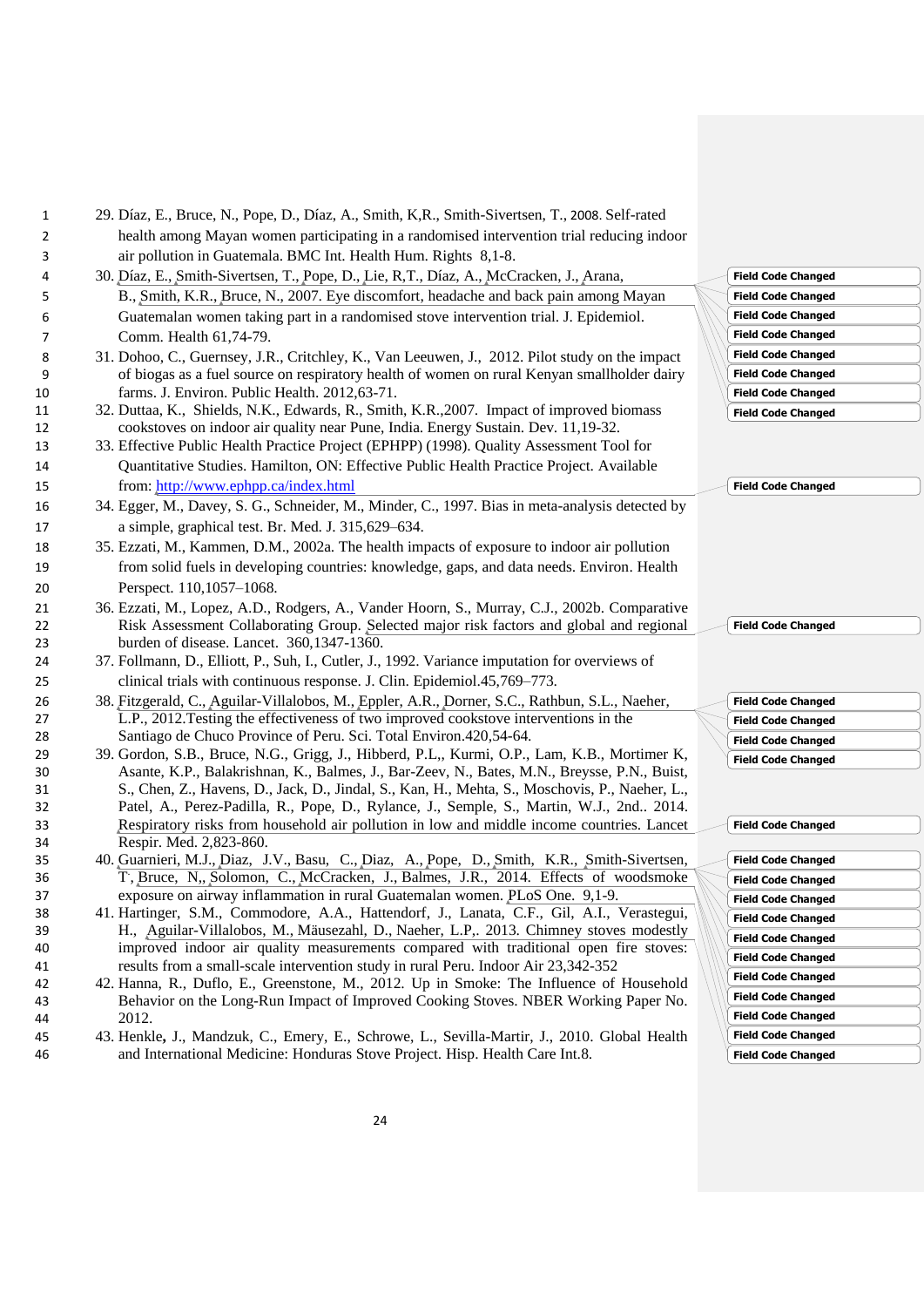29. Díaz, E., Bruce, N., Pope, D., Díaz, A., Smith, K,R., Smith-Sivertsen, T., 2008. Self-rated health among Mayan women participating in a randomised intervention trial reducing indoor air pollution in Guatemala. BMC Int. Health Hum. Rights 8,1-8.
30. Díaz, E., Smith-Sivertsen, T., Pope, D., Lie, R,T., Díaz, A., McCracken, J., Arana, B., Smith, K.R., Bruce, N., 2007. Eye discomfort, headache and back pain among Mayan Guatemalan women taking part in a randomised stove intervention trial. J. Epidemiol. Comm. Health 61,74-79.
31. Dohoo, C., Guernsey, J.R., Critchley, K., Van Leeuwen, J., 2012. Pilot study on the impact of biogas as a fuel source on respiratory health of women on rural Kenyan smallholder dairy farms. J. Environ. Public Health. 2012,63-71.
32. Duttaa, K., Shields, N.K., Edwards, R., Smith, K.R.,2007. Impact of improved biomass cookstoves on indoor air quality near Pune, India. Energy Sustain. Dev. 11,19-32.
33. Effective Public Health Practice Project (EPHPP) (1998). Quality Assessment Tool for Quantitative Studies. Hamilton, ON: Effective Public Health Practice Project. Available from: http://www.ephpp.ca/index.html
34. Egger, M., Davey, S. G., Schneider, M., Minder, C., 1997. Bias in meta-analysis detected by a simple, graphical test. Br. Med. J. 315,629–634.
35. Ezzati, M., Kammen, D.M., 2002a. The health impacts of exposure to indoor air pollution from solid fuels in developing countries: knowledge, gaps, and data needs. Environ. Health Perspect. 110,1057–1068.
36. Ezzati, M., Lopez, A.D., Rodgers, A., Vander Hoorn, S., Murray, C.J., 2002b. Comparative Risk Assessment Collaborating Group. Selected major risk factors and global and regional burden of disease. Lancet. 360,1347-1360.
37. Follmann, D., Elliott, P., Suh, I., Cutler, J., 1992. Variance imputation for overviews of clinical trials with continuous response. J. Clin. Epidemiol.45,769–773.
38. Fitzgerald, C., Aguilar-Villalobos, M., Eppler, A.R., Dorner, S.C., Rathbun, S.L., Naeher, L.P., 2012.Testing the effectiveness of two improved cookstove interventions in the Santiago de Chuco Province of Peru. Sci. Total Environ.420,54-64.
39. Gordon, S.B., Bruce, N.G., Grigg, J., Hibberd, P.L,, Kurmi, O.P., Lam, K.B., Mortimer K, Asante, K.P., Balakrishnan, K., Balmes, J., Bar-Zeev, N., Bates, M.N., Breysse, P.N., Buist, S., Chen, Z., Havens, D., Jack, D., Jindal, S., Kan, H., Mehta, S., Moschovis, P., Naeher, L., Patel, A., Perez-Padilla, R., Pope, D., Rylance, J., Semple, S., Martin, W.J., 2nd.. 2014. Respiratory risks from household air pollution in low and middle income countries. Lancet Respir. Med. 2,823-860.
40. Guarnieri, M.J., Diaz, J.V., Basu, C., Diaz, A., Pope, D., Smith, K.R., Smith-Sivertsen, T, Bruce, N,, Solomon, C., McCracken, J., Balmes, J.R., 2014. Effects of woodsmoke exposure on airway inflammation in rural Guatemalan women. PLoS One. 9,1-9.
41. Hartinger, S.M., Commodore, A.A., Hattendorf, J., Lanata, C.F., Gil, A.I., Verastegui, H., Aguilar-Villalobos, M., Mäusezahl, D., Naeher, L.P,. 2013. Chimney stoves modestly improved indoor air quality measurements compared with traditional open fire stoves: results from a small-scale intervention study in rural Peru. Indoor Air 23,342-352
42. Hanna, R., Duflo, E., Greenstone, M., 2012. Up in Smoke: The Influence of Household Behavior on the Long-Run Impact of Improved Cooking Stoves. NBER Working Paper No. 2012.
43. Henkle**,** J., Mandzuk, C., Emery, E., Schrowe, L., Sevilla-Martir, J., 2010. Global Health and International Medicine: Honduras Stove Project. Hisp. Health Care Int.8.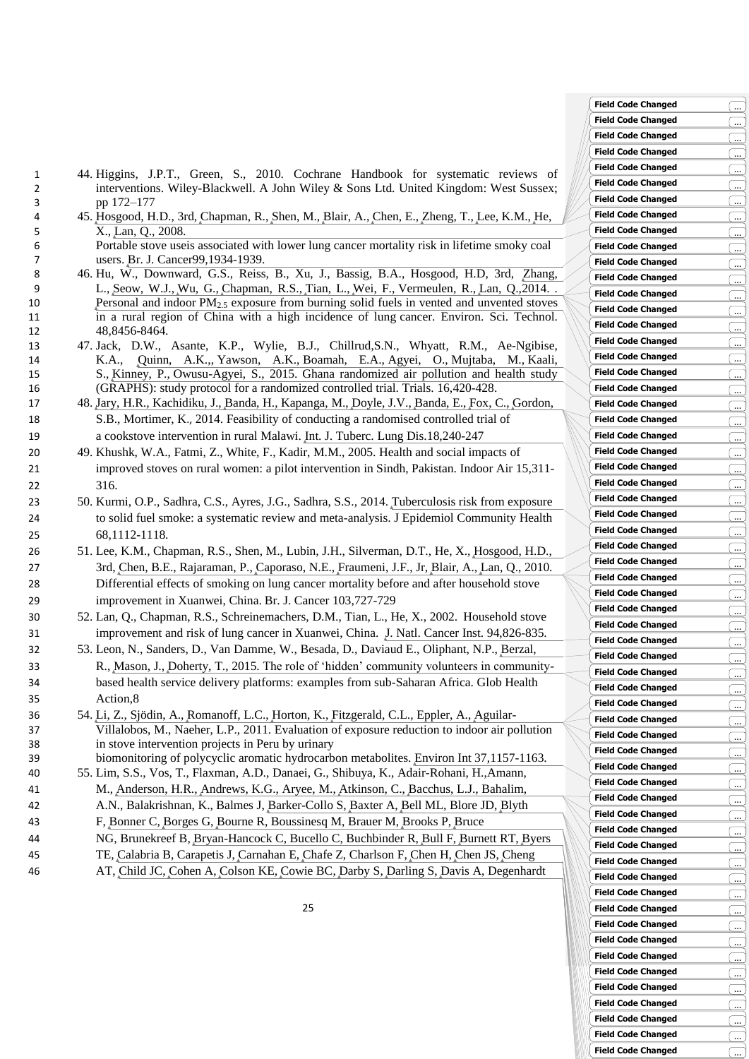44. Higgins, J.P.T., Green, S., 2010. Cochrane Handbook for systematic reviews of interventions. Wiley-Blackwell. A John Wiley & Sons Ltd. United Kingdom: West Sussex; pp 172–177
45. Hosgood, H.D., 3rd, Chapman, R., Shen, M., Blair, A., Chen, E., Zheng, T., Lee, K.M., He, X., Lan, Q., 2008.
Portable stove useis associated with lower lung cancer mortality risk in lifetime smoky coal users. Br. J. Cancer99,1934-1939.
46. Hu, W., Downward, G.S., Reiss, B., Xu, J., Bassig, B.A., Hosgood, H.D, 3rd, Zhang, L., Seow, W.J., Wu, G., Chapman, R.S., Tian, L., Wei, F., Vermeulen, R., Lan, Q.,2014. . Personal and indoor $PM_{2.5}$ exposure from burning solid fuels in vented and unvented stoves in a rural region of China with a high incidence of lung cancer. Environ. Sci. Technol. 48,8456-8464.
47. Jack, D.W., Asante, K.P., Wylie, B.J., Chillrud,S.N., Whyatt, R.M., Ae-Ngibise, K.A., Quinn, A.K.,, Yawson, A.K., Boamah, E.A., Agyei, O., Mujtaba, M., Kaali, S., Kinney, P., Owusu-Agyei, S., 2015. Ghana randomized air pollution and health study (GRAPHS): study protocol for a randomized controlled trial. Trials. 16,420-428.
48. Jary, H.R., Kachidiku, J., Banda, H., Kapanga, M., Doyle, J.V., Banda, E., Fox, C., Gordon, S.B., Mortimer, K., 2014. Feasibility of conducting a randomised controlled trial of a cookstove intervention in rural Malawi. Int. J. Tuberc. Lung Dis.18,240-247
49. Khushk, W.A., Fatmi, Z., White, F., Kadir, M.M., 2005. Health and social impacts of improved stoves on rural women: a pilot intervention in Sindh, Pakistan. Indoor Air 15,311-316.
50. Kurmi, O.P., Sadhra, C.S., Ayres, J.G., Sadhra, S.S., 2014. Tuberculosis risk from exposure to solid fuel smoke: a systematic review and meta-analysis. J Epidemiol Community Health 68,1112-1118.
51. Lee, K.M., Chapman, R.S., Shen, M., Lubin, J.H., Silverman, D.T., He, X., Hosgood, H.D., 3rd, Chen, B.E., Rajaraman, P., Caporaso, N.E., Fraumeni, J.F., Jr, Blair, A., Lan, Q., 2010. Differential effects of smoking on lung cancer mortality before and after household stove improvement in Xuanwei, China. Br. J. Cancer 103,727-729
52. Lan, Q., Chapman, R.S., Schreinemachers, D.M., Tian, L., He, X., 2002. Household stove improvement and risk of lung cancer in Xuanwei, China. J. Natl. Cancer Inst. 94,826-835.
53. Leon, N., Sanders, D., Van Damme, W., Besada, D., Daviaud E., Oliphant, N.P., Berzal, R., Mason, J., Doherty, T., 2015. The role of 'hidden' community volunteers in community-based health service delivery platforms: examples from sub-Saharan Africa. Glob Health Action,8
54. Li, Z., Sjödin, A., Romanoff, L.C., Horton, K., Fitzgerald, C.L., Eppler, A., Aguilar-Villalobos, M., Naeher, L.P., 2011. Evaluation of exposure reduction to indoor air pollution in stove intervention projects in Peru by urinary biomonitoring of polycyclic aromatic hydrocarbon metabolites. Environ Int 37,1157-1163.
55. Lim, S.S., Vos, T., Flaxman, A.D., Danaei, G., Shibuya, K., Adair-Rohani, H.,Amann, M., Anderson, H.R., Andrews, K.G., Aryee, M., Atkinson, C., Bacchus, L.J., Bahalim, A.N., Balakrishnan, K., Balmes J, Barker-Collo S, Baxter A, Bell ML, Blore JD, Blyth F, Bonner C, Borges G, Bourne R, Boussinesq M, Brauer M, Brooks P, Bruce NG, Brunekreef B, Bryan-Hancock C, Bucello C, Buchbinder R, Bull F, Burnett RT, Byers TE, Calabria B, Carapetis J, Carnahan E, Chafe Z, Charlson F, Chen H, Chen JS, Cheng AT, Child JC, Cohen A, Colson KE, Cowie BC, Darby S, Darling S, Davis A, Degenhardt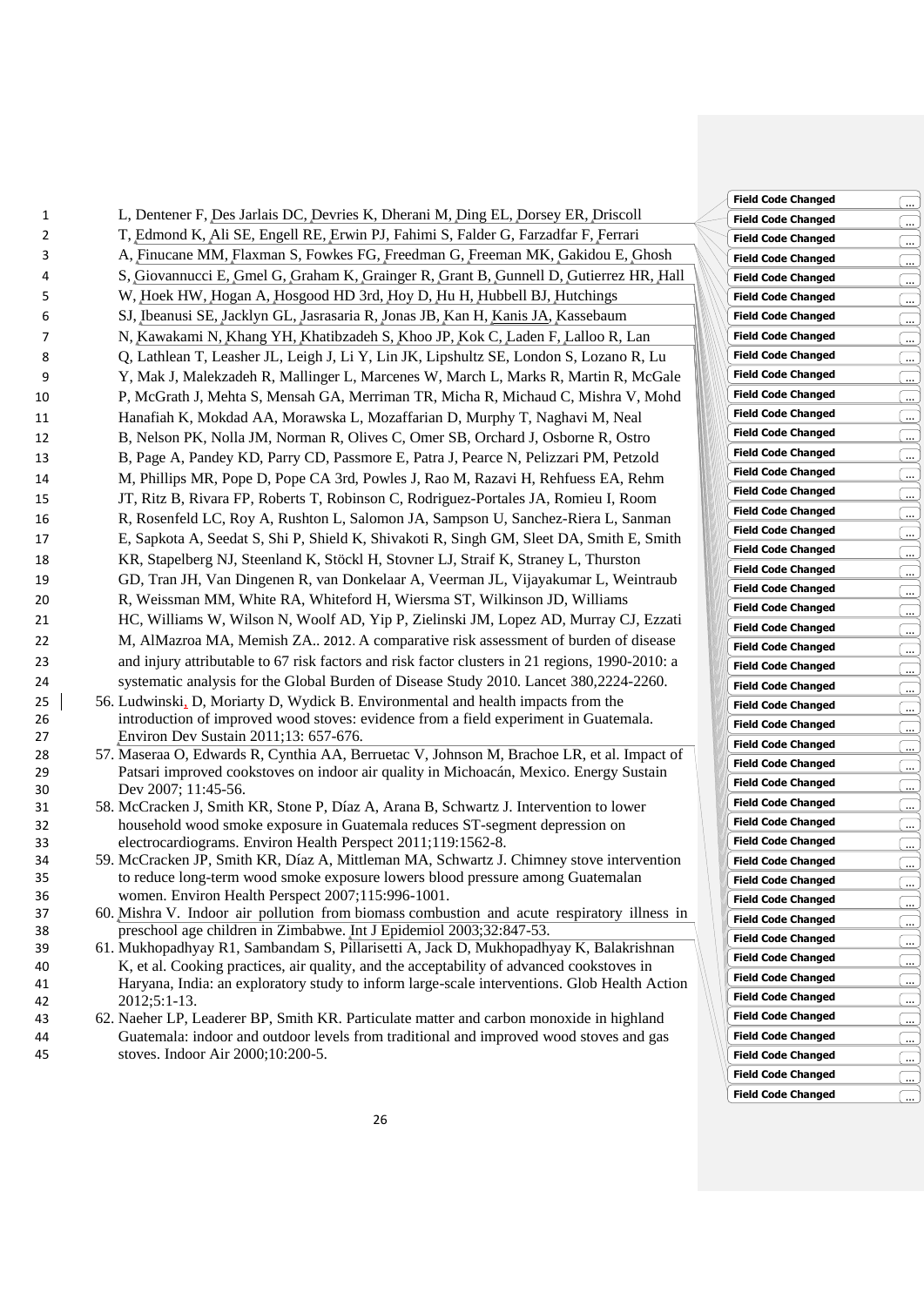L, Dentener F, Des Jarlais DC, Devries K, Dherani M, Ding EL, Dorsey ER, Driscoll T, Edmond K, Ali SE, Engell RE, Erwin PJ, Fahimi S, Falder G, Farzadfar F, Ferrari A, Finucane MM, Flaxman S, Fowkes FG, Freedman G, Freeman MK, Gakidou E, Ghosh S, Giovannucci E, Gmel G, Graham K, Grainger R, Grant B, Gunnell D, Gutierrez HR, Hall W, Hoek HW, Hogan A, Hosgood HD 3rd, Hoy D, Hu H, Hubbell BJ, Hutchings SJ, Ibeanusi SE, Jacklyn GL, Jasrasaria R, Jonas JB, Kan H, Kanis JA, Kassebaum N, Kawakami N, Khang YH, Khatibzadeh S, Khoo JP, Kok C, Laden F, Lalloo R, Lan Q, Lathlean T, Leasher JL, Leigh J, Li Y, Lin JK, Lipshultz SE, London S, Lozano R, Lu Y, Mak J, Malekzadeh R, Mallinger L, Marcenes W, March L, Marks R, Martin R, McGale P, McGrath J, Mehta S, Mensah GA, Merriman TR, Micha R, Michaud C, Mishra V, Mohd Hanafiah K, Mokdad AA, Morawska L, Mozaffarian D, Murphy T, Naghavi M, Neal B, Nelson PK, Nolla JM, Norman R, Olives C, Omer SB, Orchard J, Osborne R, Ostro B, Page A, Pandey KD, Parry CD, Passmore E, Patra J, Pearce N, Pelizzari PM, Petzold M, Phillips MR, Pope D, Pope CA 3rd, Powles J, Rao M, Razavi H, Rehfuess EA, Rehm JT, Ritz B, Rivara FP, Roberts T, Robinson C, Rodriguez-Portales JA, Romieu I, Room R, Rosenfeld LC, Roy A, Rushton L, Salomon JA, Sampson U, Sanchez-Riera L, Sanman E, Sapkota A, Seedat S, Shi P, Shield K, Shivakoti R, Singh GM, Sleet DA, Smith E, Smith KR, Stapelberg NJ, Steenland K, Stöckl H, Stovner LJ, Straif K, Straney L, Thurston GD, Tran JH, Van Dingenen R, van Donkelaar A, Veerman JL, Vijayakumar L, Weintraub R, Weissman MM, White RA, Whiteford H, Wiersma ST, Wilkinson JD, Williams HC, Williams W, Wilson N, Woolf AD, Yip P, Zielinski JM, Lopez AD, Murray CJ, Ezzati M, AlMazroa MA, Memish ZA.. 2012. A comparative risk assessment of burden of disease and injury attributable to 67 risk factors and risk factor clusters in 21 regions, 1990-2010: a systematic analysis for the Global Burden of Disease Study 2010. Lancet 380,2224-2260.

56. Ludwinski, D, Moriarty D, Wydick B. Environmental and health impacts from the introduction of improved wood stoves: evidence from a field experiment in Guatemala. Environ Dev Sustain 2011;13: 657-676.
57. Maseraa O, Edwards R, Cynthia AA, Berruetac V, Johnson M, Brachoe LR, et al. Impact of Patsari improved cookstoves on indoor air quality in Michoacán, Mexico. Energy Sustain Dev 2007; 11:45-56.
58. McCracken J, Smith KR, Stone P, Díaz A, Arana B, Schwartz J. Intervention to lower household wood smoke exposure in Guatemala reduces ST-segment depression on electrocardiograms. Environ Health Perspect 2011;119:1562-8.
59. McCracken JP, Smith KR, Díaz A, Mittleman MA, Schwartz J. Chimney stove intervention to reduce long-term wood smoke exposure lowers blood pressure among Guatemalan women. Environ Health Perspect 2007;115:996-1001.
60. Mishra V. Indoor air pollution from biomass combustion and acute respiratory illness in preschool age children in Zimbabwe. Int J Epidemiol 2003;32:847-53.
61. Mukhopadhyay R1, Sambandam S, Pillarisetti A, Jack D, Mukhopadhyay K, Balakrishnan K, et al. Cooking practices, air quality, and the acceptability of advanced cookstoves in Haryana, India: an exploratory study to inform large-scale interventions. Glob Health Action 2012;5:1-13.
62. Naeher LP, Leaderer BP, Smith KR. Particulate matter and carbon monoxide in highland Guatemala: indoor and outdoor levels from traditional and improved wood stoves and gas stoves. Indoor Air 2000;10:200-5.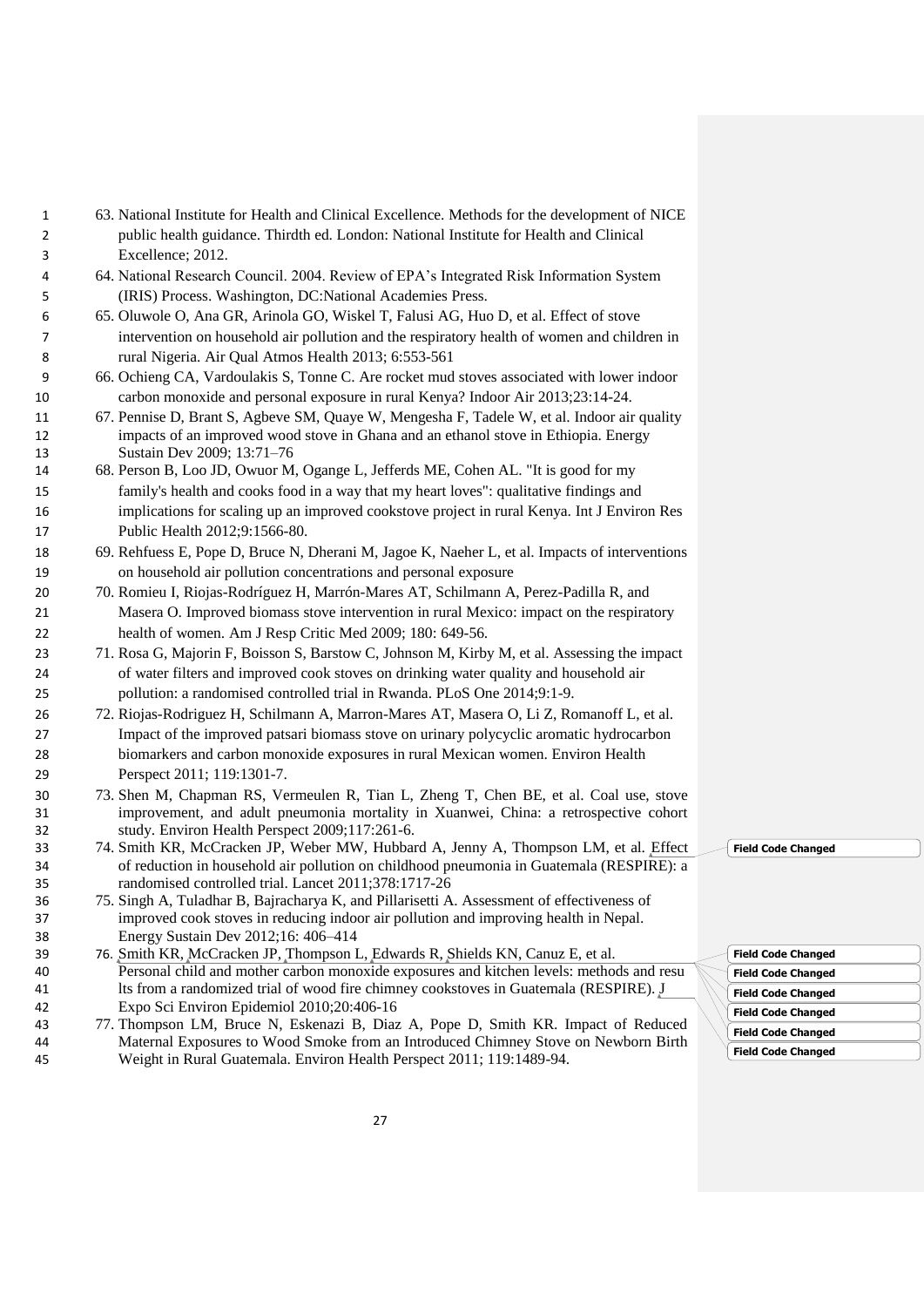63. National Institute for Health and Clinical Excellence. Methods for the development of NICE public health guidance. Thirdth ed. London: National Institute for Health and Clinical Excellence; 2012.
64. National Research Council. 2004. Review of EPA's Integrated Risk Information System (IRIS) Process. Washington, DC:National Academies Press.
65. Oluwole O, Ana GR, Arinola GO, Wiskel T, Falusi AG, Huo D, et al. Effect of stove intervention on household air pollution and the respiratory health of women and children in rural Nigeria. Air Qual Atmos Health 2013; 6:553-561
66. Ochieng CA, Vardoulakis S, Tonne C. Are rocket mud stoves associated with lower indoor carbon monoxide and personal exposure in rural Kenya? Indoor Air 2013;23:14-24.
67. Pennise D, Brant S, Agbeve SM, Quaye W, Mengesha F, Tadele W, et al. Indoor air quality impacts of an improved wood stove in Ghana and an ethanol stove in Ethiopia. Energy Sustain Dev 2009; 13:71–76
68. Person B, Loo JD, Owuor M, Ogange L, Jefferds ME, Cohen AL. "It is good for my family's health and cooks food in a way that my heart loves": qualitative findings and implications for scaling up an improved cookstove project in rural Kenya. Int J Environ Res Public Health 2012;9:1566-80.
69. Rehfuess E, Pope D, Bruce N, Dherani M, Jagoe K, Naeher L, et al. Impacts of interventions on household air pollution concentrations and personal exposure
70. Romieu I, Riojas-Rodríguez H, Marrón-Mares AT, Schilmann A, Perez-Padilla R, and Masera O. Improved biomass stove intervention in rural Mexico: impact on the respiratory health of women. Am J Resp Critic Med 2009; 180: 649-56.
71. Rosa G, Majorin F, Boisson S, Barstow C, Johnson M, Kirby M, et al. Assessing the impact of water filters and improved cook stoves on drinking water quality and household air pollution: a randomised controlled trial in Rwanda. PLoS One 2014;9:1-9.
72. Riojas-Rodriguez H, Schilmann A, Marron-Mares AT, Masera O, Li Z, Romanoff L, et al. Impact of the improved patsari biomass stove on urinary polycyclic aromatic hydrocarbon biomarkers and carbon monoxide exposures in rural Mexican women. Environ Health Perspect 2011; 119:1301-7.
73. Shen M, Chapman RS, Vermeulen R, Tian L, Zheng T, Chen BE, et al. Coal use, stove improvement, and adult pneumonia mortality in Xuanwei, China: a retrospective cohort study. Environ Health Perspect 2009;117:261-6.
74. Smith KR, McCracken JP, Weber MW, Hubbard A, Jenny A, Thompson LM, et al. Effect of reduction in household air pollution on childhood pneumonia in Guatemala (RESPIRE): a randomised controlled trial. Lancet 2011;378:1717-26
75. Singh A, Tuladhar B, Bajracharya K, and Pillarisetti A. Assessment of effectiveness of improved cook stoves in reducing indoor air pollution and improving health in Nepal. Energy Sustain Dev 2012;16: 406–414
76. Smith KR, McCracken JP, Thompson L, Edwards R, Shields KN, Canuz E, et al. Personal child and mother carbon monoxide exposures and kitchen levels: methods and results from a randomized trial of wood fire chimney cookstoves in Guatemala (RESPIRE). J Expo Sci Environ Epidemiol 2010;20:406-16
77. Thompson LM, Bruce N, Eskenazi B, Diaz A, Pope D, Smith KR. Impact of Reduced Maternal Exposures to Wood Smoke from an Introduced Chimney Stove on Newborn Birth Weight in Rural Guatemala. Environ Health Perspect 2011; 119:1489-94.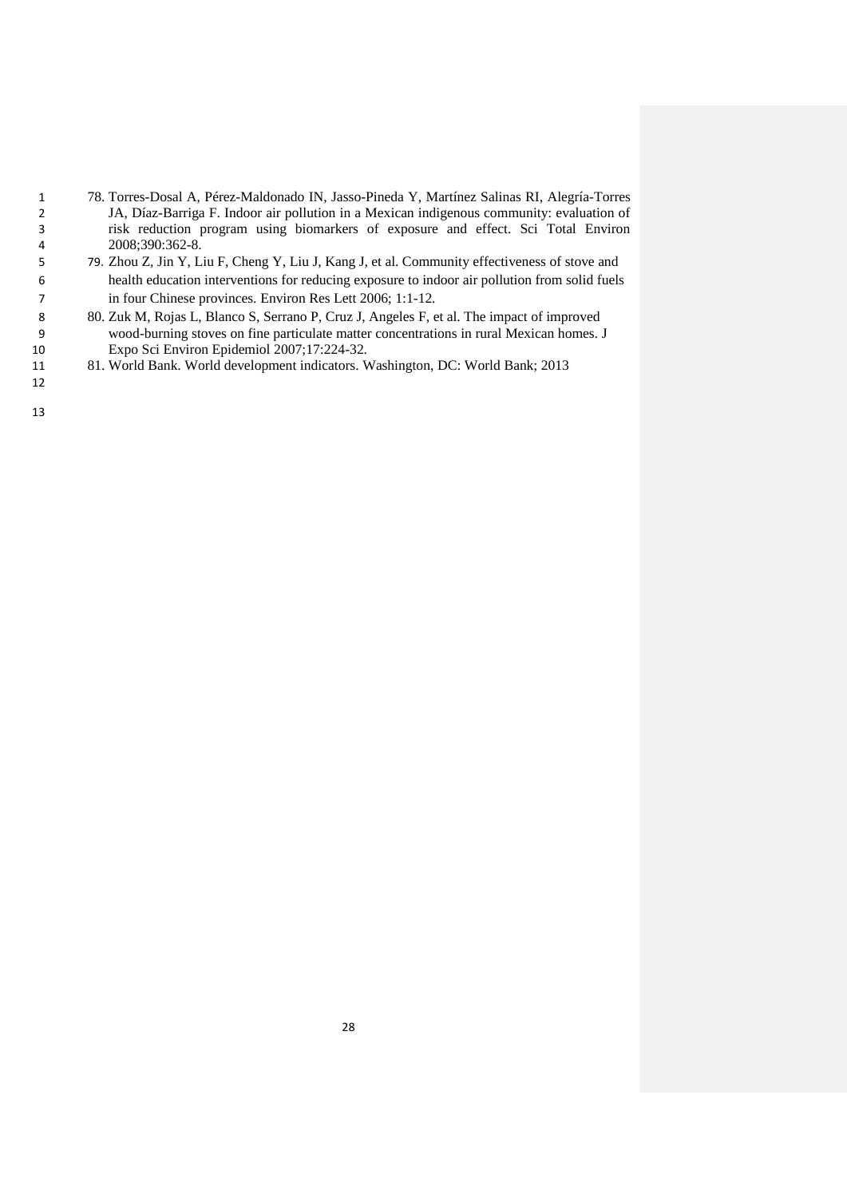78. Torres-Dosal A, Pérez-Maldonado IN, Jasso-Pineda Y, Martínez Salinas RI, Alegría-Torres JA, Díaz-Barriga F. Indoor air pollution in a Mexican indigenous community: evaluation of risk reduction program using biomarkers of exposure and effect. Sci Total Environ 2008;390:362-8.
79. Zhou Z, Jin Y, Liu F, Cheng Y, Liu J, Kang J, et al. Community effectiveness of stove and health education interventions for reducing exposure to indoor air pollution from solid fuels in four Chinese provinces. Environ Res Lett 2006; 1:1-12.
80. Zuk M, Rojas L, Blanco S, Serrano P, Cruz J, Angeles F, et al. The impact of improved wood-burning stoves on fine particulate matter concentrations in rural Mexican homes. J Expo Sci Environ Epidemiol 2007;17:224-32.
81. World Bank. World development indicators. Washington, DC: World Bank; 2013